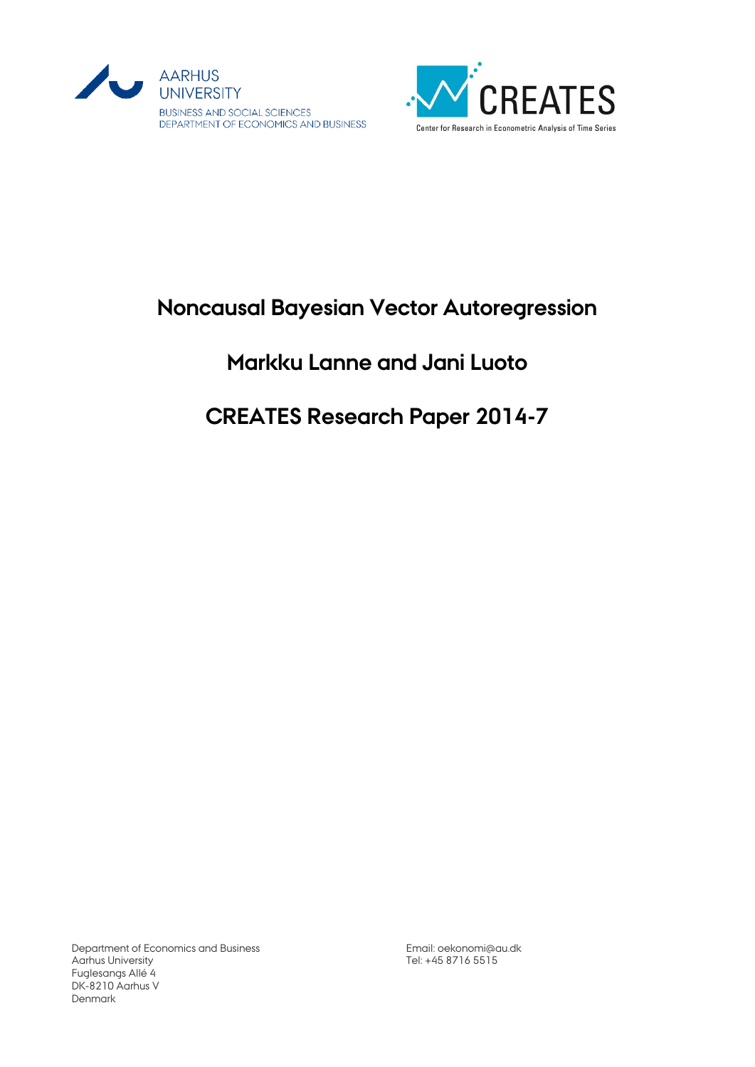AARHUS UNIVERSITY

BUSINESS AND SOCIAL SCIENCES
DEPARTMENT OF ECONOMICS AND BUSINESS

CREATES

Center for Research in Econometric Analysis of Time Series

# Noncausal Bayesian Vector Autoregression

## Markku Lanne and Jani Luoto

## CREATES Research Paper 2014-7

Department of Economics and Business
Aarhus University
Fuglesangs Allé 4
DK-8210 Aarhus V
Denmark

Email: oekonomi@au.dk
Tel: +45 8716 5515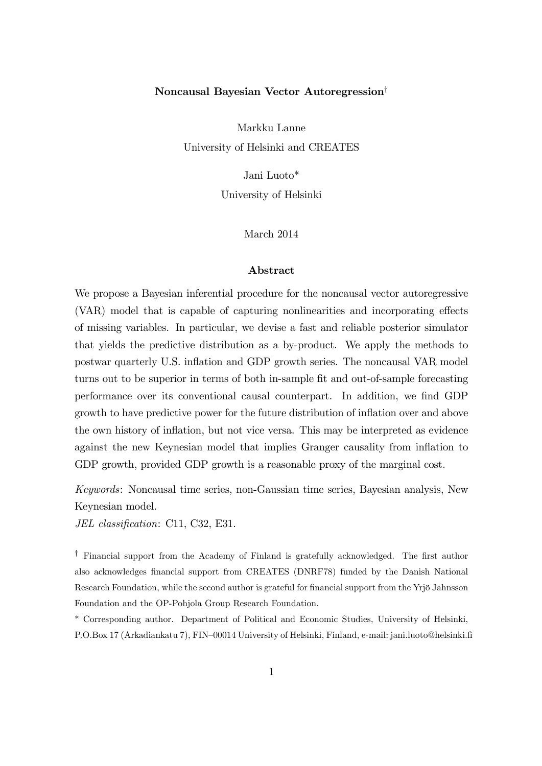**Noncausal Bayesian Vector Autoregression**[†]

Markku Lanne
University of Helsinki and CREATES

Jani Luoto*
University of Helsinki

March 2014

**Abstract**

We propose a Bayesian inferential procedure for the noncausal vector autoregressive (VAR) model that is capable of capturing nonlinearities and incorporating effects of missing variables. In particular, we devise a fast and reliable posterior simulator that yields the predictive distribution as a by-product. We apply the methods to postwar quarterly U.S. inflation and GDP growth series. The noncausal VAR model turns out to be superior in terms of both in-sample fit and out-of-sample forecasting performance over its conventional causal counterpart. In addition, we find GDP growth to have predictive power for the future distribution of inflation over and above the own history of inflation, but not vice versa. This may be interpreted as evidence against the new Keynesian model that implies Granger causality from inflation to GDP growth, provided GDP growth is a reasonable proxy of the marginal cost.

*Keywords*: Noncausal time series, non-Gaussian time series, Bayesian analysis, New Keynesian model.
*JEL classification*: C11, C32, E31.

[†] Financial support from the Academy of Finland is gratefully acknowledged. The first author also acknowledges financial support from CREATES (DNRF78) funded by the Danish National Research Foundation, while the second author is grateful for financial support from the Yrjö Jahnsson Foundation and the OP-Pohjola Group Research Foundation.

* Corresponding author. Department of Political and Economic Studies, University of Helsinki, P.O.Box 17 (Arkadiankatu 7), FIN–00014 University of Helsinki, Finland, e-mail: jani.luoto@helsinki.fi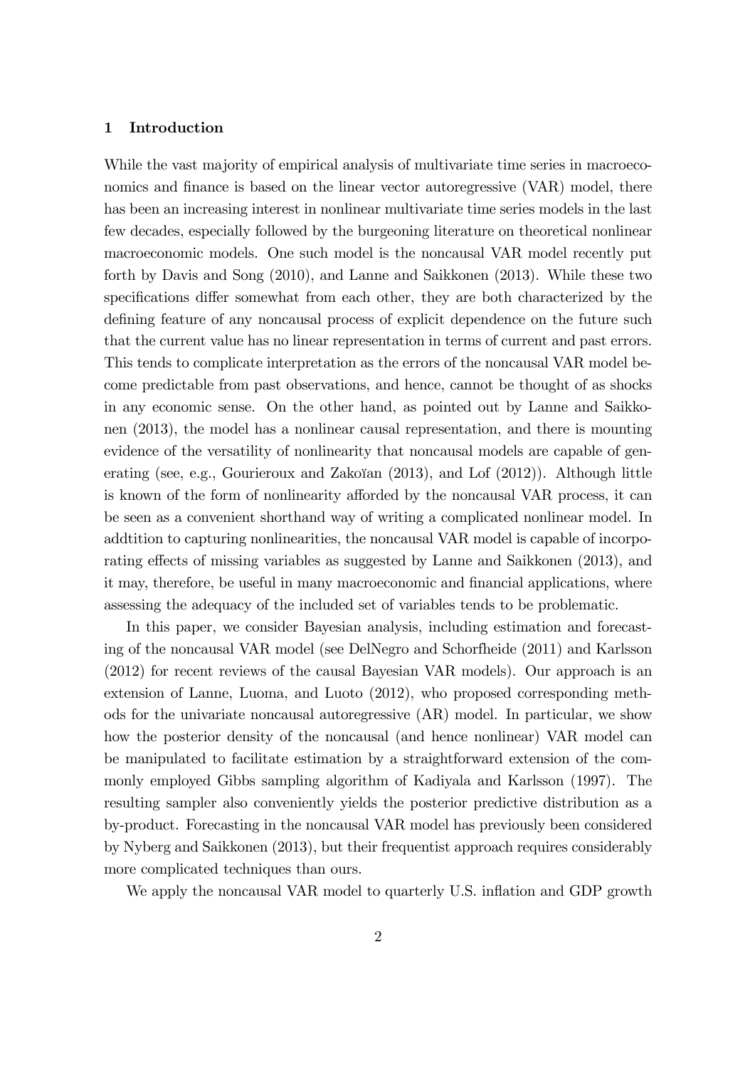## 1 Introduction

While the vast majority of empirical analysis of multivariate time series in macroeconomics and finance is based on the linear vector autoregressive (VAR) model, there has been an increasing interest in nonlinear multivariate time series models in the last few decades, especially followed by the burgeoning literature on theoretical nonlinear macroeconomic models. One such model is the noncausal VAR model recently put forth by Davis and Song (2010), and Lanne and Saikkonen (2013). While these two specifications differ somewhat from each other, they are both characterized by the defining feature of any noncausal process of explicit dependence on the future such that the current value has no linear representation in terms of current and past errors. This tends to complicate interpretation as the errors of the noncausal VAR model become predictable from past observations, and hence, cannot be thought of as shocks in any economic sense. On the other hand, as pointed out by Lanne and Saikkonen (2013), the model has a nonlinear causal representation, and there is mounting evidence of the versatility of nonlinearity that noncausal models are capable of generating (see, e.g., Gourieroux and Zakoïan (2013), and Lof (2012)). Although little is known of the form of nonlinearity afforded by the noncausal VAR process, it can be seen as a convenient shorthand way of writing a complicated nonlinear model. In addtition to capturing nonlinearities, the noncausal VAR model is capable of incorporating effects of missing variables as suggested by Lanne and Saikkonen (2013), and it may, therefore, be useful in many macroeconomic and financial applications, where assessing the adequacy of the included set of variables tends to be problematic.

In this paper, we consider Bayesian analysis, including estimation and forecasting of the noncausal VAR model (see DelNegro and Schorfheide (2011) and Karlsson (2012) for recent reviews of the causal Bayesian VAR models). Our approach is an extension of Lanne, Luoma, and Luoto (2012), who proposed corresponding methods for the univariate noncausal autoregressive (AR) model. In particular, we show how the posterior density of the noncausal (and hence nonlinear) VAR model can be manipulated to facilitate estimation by a straightforward extension of the commonly employed Gibbs sampling algorithm of Kadiyala and Karlsson (1997). The resulting sampler also conveniently yields the posterior predictive distribution as a by-product. Forecasting in the noncausal VAR model has previously been considered by Nyberg and Saikkonen (2013), but their frequentist approach requires considerably more complicated techniques than ours.

We apply the noncausal VAR model to quarterly U.S. inflation and GDP growth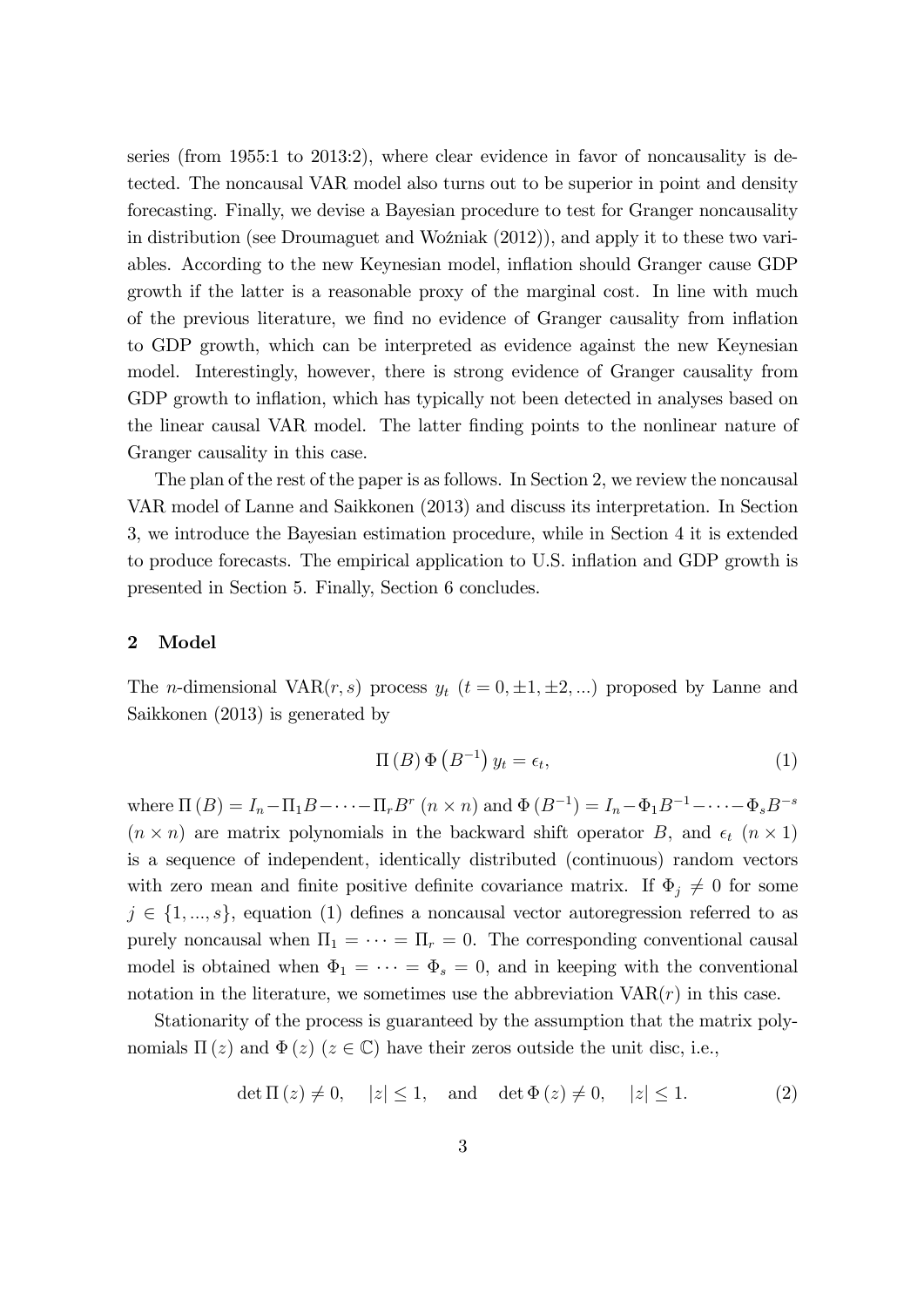series (from 1955:1 to 2013:2), where clear evidence in favor of noncausality is detected. The noncausal VAR model also turns out to be superior in point and density forecasting. Finally, we devise a Bayesian procedure to test for Granger noncausality in distribution (see Droumaguet and Woźniak (2012)), and apply it to these two variables. According to the new Keynesian model, inflation should Granger cause GDP growth if the latter is a reasonable proxy of the marginal cost. In line with much of the previous literature, we find no evidence of Granger causality from inflation to GDP growth, which can be interpreted as evidence against the new Keynesian model. Interestingly, however, there is strong evidence of Granger causality from GDP growth to inflation, which has typically not been detected in analyses based on the linear causal VAR model. The latter finding points to the nonlinear nature of Granger causality in this case.

The plan of the rest of the paper is as follows. In Section 2, we review the noncausal VAR model of Lanne and Saikkonen (2013) and discuss its interpretation. In Section 3, we introduce the Bayesian estimation procedure, while in Section 4 it is extended to produce forecasts. The empirical application to U.S. inflation and GDP growth is presented in Section 5. Finally, Section 6 concludes.

## 2 Model

The $n$-dimensional VAR$(r,s)$ process $y_t$ $(t = 0, \pm 1, \pm 2, ...)$ proposed by Lanne and Saikkonen (2013) is generated by

$$\Pi(B)\,\Phi\left(B^{-1}\right)y_t = \epsilon_t, \tag{1}$$

where $\Pi(B) = I_n - \Pi_1 B - \cdots - \Pi_r B^r$ $(n \times n)$ and $\Phi\left(B^{-1}\right) = I_n - \Phi_1 B^{-1} - \cdots - \Phi_s B^{-s}$ $(n \times n)$ are matrix polynomials in the backward shift operator $B$, and $\epsilon_t$ $(n \times 1)$ is a sequence of independent, identically distributed (continuous) random vectors with zero mean and finite positive definite covariance matrix. If $\Phi_j \neq 0$ for some $j \in \{1, ..., s\}$, equation (1) defines a noncausal vector autoregression referred to as purely noncausal when $\Pi_1 = \cdots = \Pi_r = 0$. The corresponding conventional causal model is obtained when $\Phi_1 = \cdots = \Phi_s = 0$, and in keeping with the conventional notation in the literature, we sometimes use the abbreviation VAR$(r)$ in this case.

Stationarity of the process is guaranteed by the assumption that the matrix polynomials $\Pi(z)$ and $\Phi(z)$ $(z \in \mathbb{C})$ have their zeros outside the unit disc, i.e.,

$$\det \Pi(z) \neq 0, \quad |z| \leq 1, \quad \text{and} \quad \det \Phi(z) \neq 0, \quad |z| \leq 1. \tag{2}$$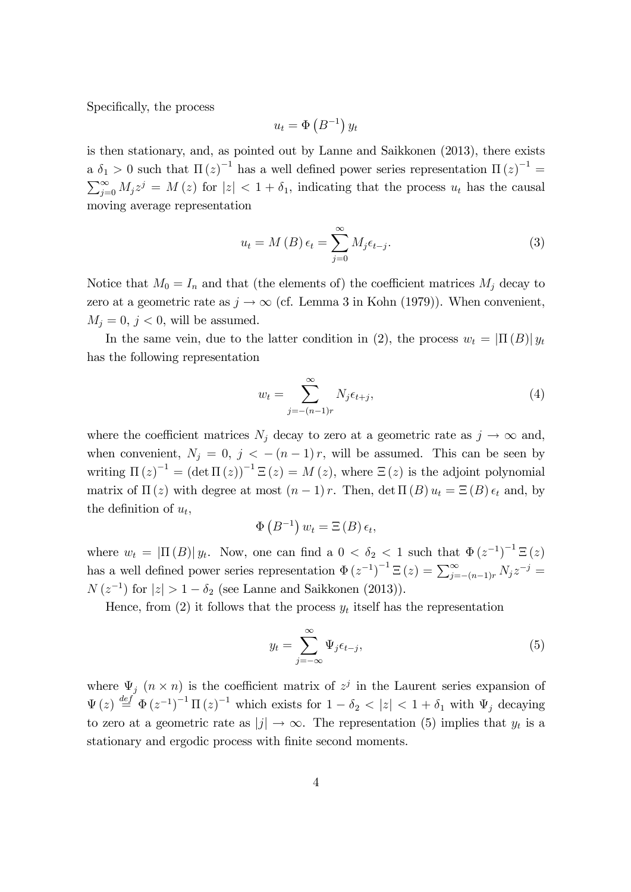Specifically, the process

$$u_t = \Phi\left(B^{-1}\right) y_t$$

is then stationary, and, as pointed out by Lanne and Saikkonen (2013), there exists a $\delta_1 > 0$ such that $\Pi(z)^{-1}$ has a well defined power series representation $\Pi(z)^{-1} = \sum_{j=0}^{\infty} M_j z^j = M(z)$ for $|z| < 1 + \delta_1$, indicating that the process $u_t$ has the causal moving average representation

$$u_t = M(B)\,\epsilon_t = \sum_{j=0}^{\infty} M_j \epsilon_{t-j}. \tag{3}$$

Notice that $M_0 = I_n$ and that (the elements of) the coefficient matrices $M_j$ decay to zero at a geometric rate as $j \to \infty$ (cf. Lemma 3 in Kohn (1979)). When convenient, $M_j = 0$, $j < 0$, will be assumed.

In the same vein, due to the latter condition in (2), the process $w_t = |\Pi(B)|\, y_t$ has the following representation

$$w_t = \sum_{j=-(n-1)r}^{\infty} N_j \epsilon_{t+j}, \tag{4}$$

where the coefficient matrices $N_j$ decay to zero at a geometric rate as $j \to \infty$ and, when convenient, $N_j = 0$, $j < -(n-1)\,r$, will be assumed. This can be seen by writing $\Pi(z)^{-1} = (\det \Pi(z))^{-1}\, \Xi(z) = M(z)$, where $\Xi(z)$ is the adjoint polynomial matrix of $\Pi(z)$ with degree at most $(n-1)\,r$. Then, $\det \Pi(B)\, u_t = \Xi(B)\, \epsilon_t$ and, by the definition of $u_t$,

$$\Phi\left(B^{-1}\right) w_t = \Xi(B)\, \epsilon_t,$$

where $w_t = |\Pi(B)|\, y_t$. Now, one can find a $0 < \delta_2 < 1$ such that $\Phi\left(z^{-1}\right)^{-1} \Xi(z)$ has a well defined power series representation $\Phi\left(z^{-1}\right)^{-1} \Xi(z) = \sum_{j=-(n-1)r}^{\infty} N_j z^{-j} = N\left(z^{-1}\right)$ for $|z| > 1 - \delta_2$ (see Lanne and Saikkonen (2013)).

Hence, from (2) it follows that the process $y_t$ itself has the representation

$$y_t = \sum_{j=-\infty}^{\infty} \Psi_j \epsilon_{t-j}, \tag{5}$$

where $\Psi_j$ $(n \times n)$ is the coefficient matrix of $z^j$ in the Laurent series expansion of $\Psi(z) \overset{def}{=} \Phi\left(z^{-1}\right)^{-1} \Pi(z)^{-1}$ which exists for $1 - \delta_2 < |z| < 1 + \delta_1$ with $\Psi_j$ decaying to zero at a geometric rate as $|j| \to \infty$. The representation (5) implies that $y_t$ is a stationary and ergodic process with finite second moments.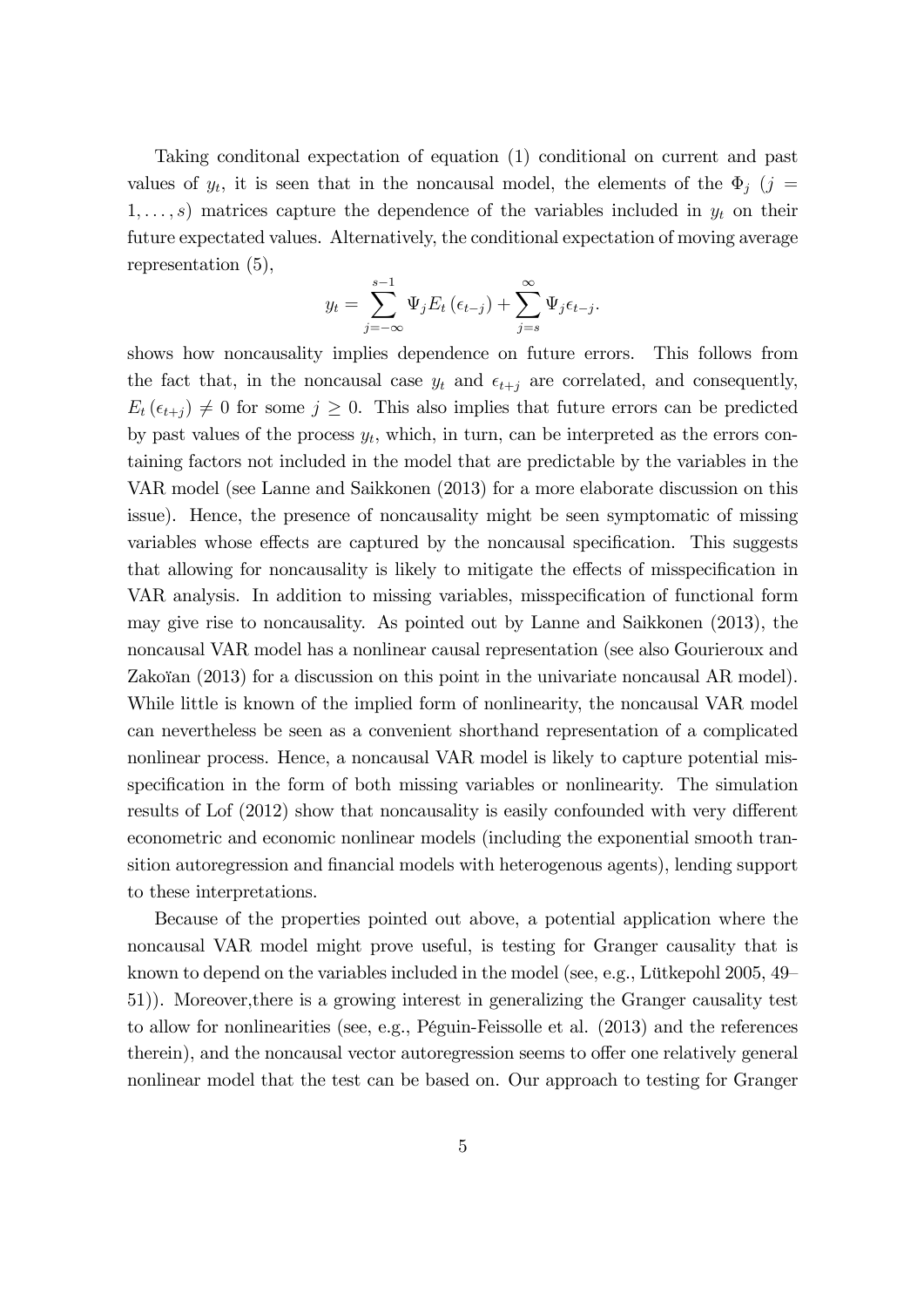Taking conditonal expectation of equation (1) conditional on current and past values of $y_t$, it is seen that in the noncausal model, the elements of the $\Phi_j$ ($j = 1, \ldots, s$) matrices capture the dependence of the variables included in $y_t$ on their future expectated values. Alternatively, the conditional expectation of moving average representation (5),

$$y_t = \sum_{j=-\infty}^{s-1} \Psi_j E_t(\epsilon_{t-j}) + \sum_{j=s}^{\infty} \Psi_j \epsilon_{t-j}.$$

shows how noncausality implies dependence on future errors. This follows from the fact that, in the noncausal case $y_t$ and $\epsilon_{t+j}$ are correlated, and consequently, $E_t(\epsilon_{t+j}) \neq 0$ for some $j \geq 0$. This also implies that future errors can be predicted by past values of the process $y_t$, which, in turn, can be interpreted as the errors containing factors not included in the model that are predictable by the variables in the VAR model (see Lanne and Saikkonen (2013) for a more elaborate discussion on this issue). Hence, the presence of noncausality might be seen symptomatic of missing variables whose effects are captured by the noncausal specification. This suggests that allowing for noncausality is likely to mitigate the effects of misspecification in VAR analysis. In addition to missing variables, misspecification of functional form may give rise to noncausality. As pointed out by Lanne and Saikkonen (2013), the noncausal VAR model has a nonlinear causal representation (see also Gourieroux and Zakoïan (2013) for a discussion on this point in the univariate noncausal AR model). While little is known of the implied form of nonlinearity, the noncausal VAR model can nevertheless be seen as a convenient shorthand representation of a complicated nonlinear process. Hence, a noncausal VAR model is likely to capture potential misspecification in the form of both missing variables or nonlinearity. The simulation results of Lof (2012) show that noncausality is easily confounded with very different econometric and economic nonlinear models (including the exponential smooth transition autoregression and financial models with heterogenous agents), lending support to these interpretations.

Because of the properties pointed out above, a potential application where the noncausal VAR model might prove useful, is testing for Granger causality that is known to depend on the variables included in the model (see, e.g., Lütkepohl 2005, 49–51)). Moreover,there is a growing interest in generalizing the Granger causality test to allow for nonlinearities (see, e.g., Péguin-Feissolle et al. (2013) and the references therein), and the noncausal vector autoregression seems to offer one relatively general nonlinear model that the test can be based on. Our approach to testing for Granger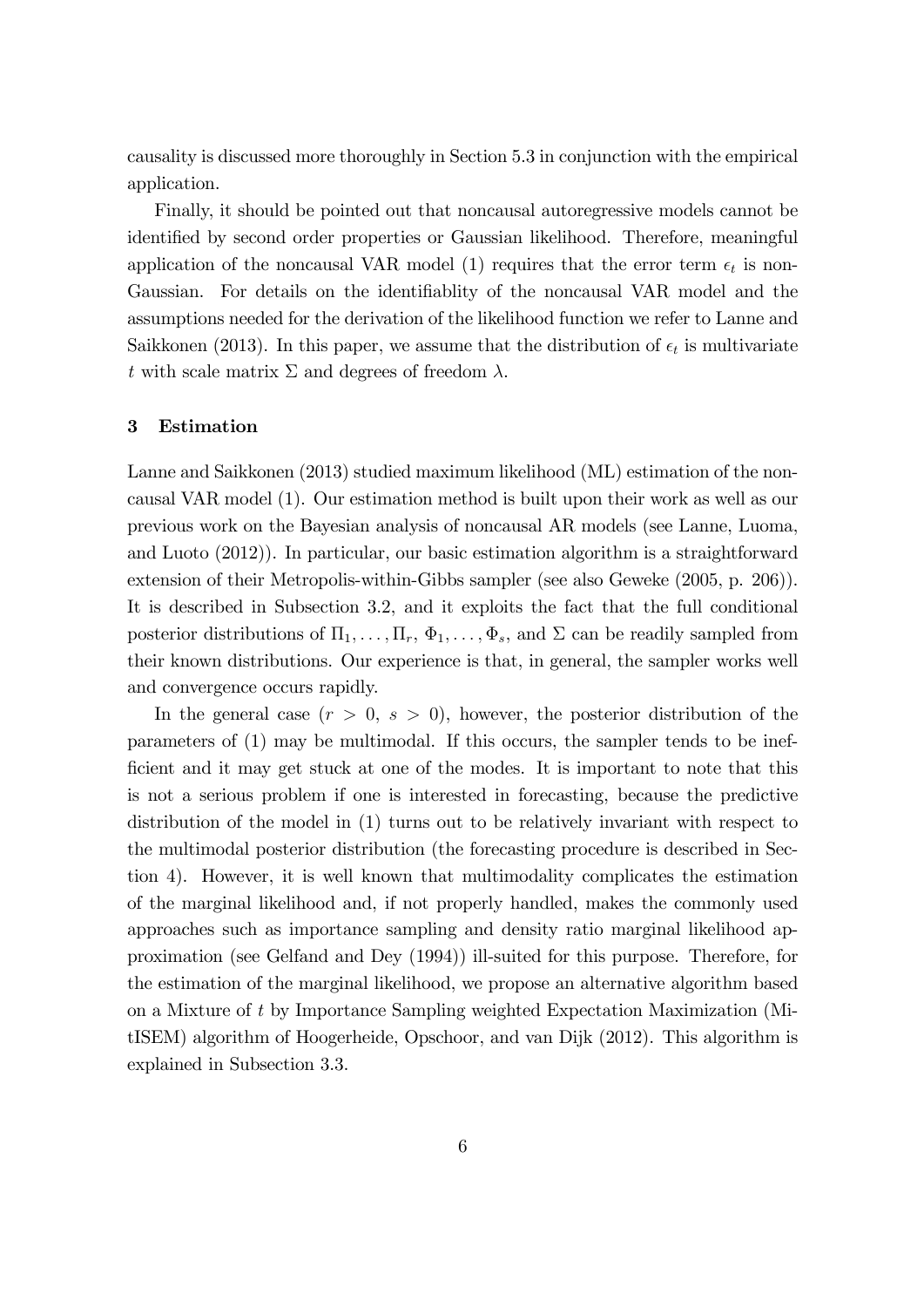causality is discussed more thoroughly in Section 5.3 in conjunction with the empirical application.

Finally, it should be pointed out that noncausal autoregressive models cannot be identified by second order properties or Gaussian likelihood. Therefore, meaningful application of the noncausal VAR model (1) requires that the error term $\epsilon_t$ is non-Gaussian. For details on the identifiablity of the noncausal VAR model and the assumptions needed for the derivation of the likelihood function we refer to Lanne and Saikkonen (2013). In this paper, we assume that the distribution of $\epsilon_t$ is multivariate $t$ with scale matrix $\Sigma$ and degrees of freedom $\lambda$.

## 3 Estimation

Lanne and Saikkonen (2013) studied maximum likelihood (ML) estimation of the noncausal VAR model (1). Our estimation method is built upon their work as well as our previous work on the Bayesian analysis of noncausal AR models (see Lanne, Luoma, and Luoto (2012)). In particular, our basic estimation algorithm is a straightforward extension of their Metropolis-within-Gibbs sampler (see also Geweke (2005, p. 206)). It is described in Subsection 3.2, and it exploits the fact that the full conditional posterior distributions of $\Pi_1, \ldots, \Pi_r$, $\Phi_1, \ldots, \Phi_s$, and $\Sigma$ can be readily sampled from their known distributions. Our experience is that, in general, the sampler works well and convergence occurs rapidly.

In the general case ($r > 0$, $s > 0$), however, the posterior distribution of the parameters of (1) may be multimodal. If this occurs, the sampler tends to be inefficient and it may get stuck at one of the modes. It is important to note that this is not a serious problem if one is interested in forecasting, because the predictive distribution of the model in (1) turns out to be relatively invariant with respect to the multimodal posterior distribution (the forecasting procedure is described in Section 4). However, it is well known that multimodality complicates the estimation of the marginal likelihood and, if not properly handled, makes the commonly used approaches such as importance sampling and density ratio marginal likelihood approximation (see Gelfand and Dey (1994)) ill-suited for this purpose. Therefore, for the estimation of the marginal likelihood, we propose an alternative algorithm based on a Mixture of $t$ by Importance Sampling weighted Expectation Maximization (MitISEM) algorithm of Hoogerheide, Opschoor, and van Dijk (2012). This algorithm is explained in Subsection 3.3.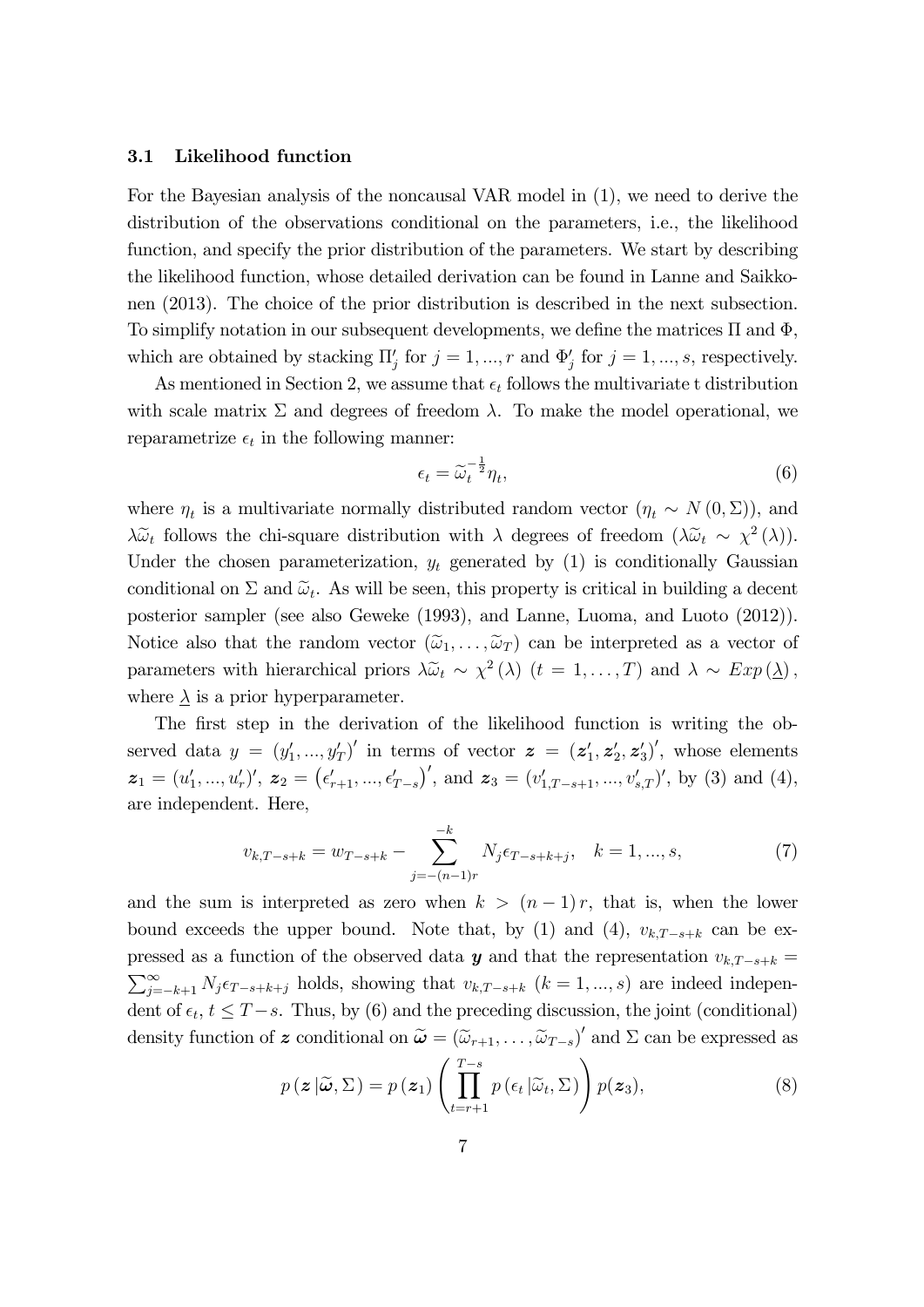### 3.1 Likelihood function

For the Bayesian analysis of the noncausal VAR model in (1), we need to derive the distribution of the observations conditional on the parameters, i.e., the likelihood function, and specify the prior distribution of the parameters. We start by describing the likelihood function, whose detailed derivation can be found in Lanne and Saikkonen (2013). The choice of the prior distribution is described in the next subsection. To simplify notation in our subsequent developments, we define the matrices $\Pi$ and $\Phi$, which are obtained by stacking $\Pi_j'$ for $j = 1, ..., r$ and $\Phi_j'$ for $j = 1, ..., s$, respectively.

As mentioned in Section 2, we assume that $\epsilon_t$ follows the multivariate t distribution with scale matrix $\Sigma$ and degrees of freedom $\lambda$. To make the model operational, we reparametrize $\epsilon_t$ in the following manner:

$$\epsilon_t = \widetilde{\omega}_t^{-\frac{1}{2}} \eta_t, \tag{6}$$

where $\eta_t$ is a multivariate normally distributed random vector ($\eta_t \sim N(0, \Sigma)$), and $\lambda \widetilde{\omega}_t$ follows the chi-square distribution with $\lambda$ degrees of freedom ($\lambda \widetilde{\omega}_t \sim \chi^2(\lambda)$). Under the chosen parameterization, $y_t$ generated by (1) is conditionally Gaussian conditional on $\Sigma$ and $\widetilde{\omega}_t$. As will be seen, this property is critical in building a decent posterior sampler (see also Geweke (1993), and Lanne, Luoma, and Luoto (2012)). Notice also that the random vector $(\widetilde{\omega}_1, \ldots, \widetilde{\omega}_T)$ can be interpreted as a vector of parameters with hierarchical priors $\lambda \widetilde{\omega}_t \sim \chi^2(\lambda)$ $(t = 1, \ldots, T)$ and $\lambda \sim Exp(\underline{\lambda})$, where $\underline{\lambda}$ is a prior hyperparameter.

The first step in the derivation of the likelihood function is writing the observed data $y = (y_1', ..., y_T')'$ in terms of vector $\boldsymbol{z} = (\boldsymbol{z}_1', \boldsymbol{z}_2', \boldsymbol{z}_3')'$, whose elements $\boldsymbol{z}_1 = (u_1', ..., u_r')'$, $\boldsymbol{z}_2 = \left(\epsilon_{r+1}', ..., \epsilon_{T-s}'\right)'$, and $\boldsymbol{z}_3 = (v_{1,T-s+1}', ..., v_{s,T}')'$, by (3) and (4), are independent. Here,

$$v_{k,T-s+k} = w_{T-s+k} - \sum_{j=-(n-1)r}^{-k} N_j \epsilon_{T-s+k+j}, \quad k = 1, ..., s, \tag{7}$$

and the sum is interpreted as zero when $k > (n-1)r$, that is, when the lower bound exceeds the upper bound. Note that, by (1) and (4), $v_{k,T-s+k}$ can be expressed as a function of the observed data $\boldsymbol{y}$ and that the representation $v_{k,T-s+k} = \sum_{j=-k+1}^{\infty} N_j \epsilon_{T-s+k+j}$ holds, showing that $v_{k,T-s+k}$ $(k = 1, ..., s)$ are indeed independent of $\epsilon_t$, $t \leq T-s$. Thus, by (6) and the preceding discussion, the joint (conditional) density function of $\boldsymbol{z}$ conditional on $\widetilde{\boldsymbol{\omega}} = (\widetilde{\omega}_{r+1}, \ldots, \widetilde{\omega}_{T-s})'$ and $\Sigma$ can be expressed as

$$p\left(\boldsymbol{z} \,|\widetilde{\boldsymbol{\omega}}, \Sigma\right) = p\left(\boldsymbol{z}_1\right) \left( \prod_{t=r+1}^{T-s} p\left(\epsilon_t \,|\widetilde{\omega}_t, \Sigma\right) \right) p(\boldsymbol{z}_3), \tag{8}$$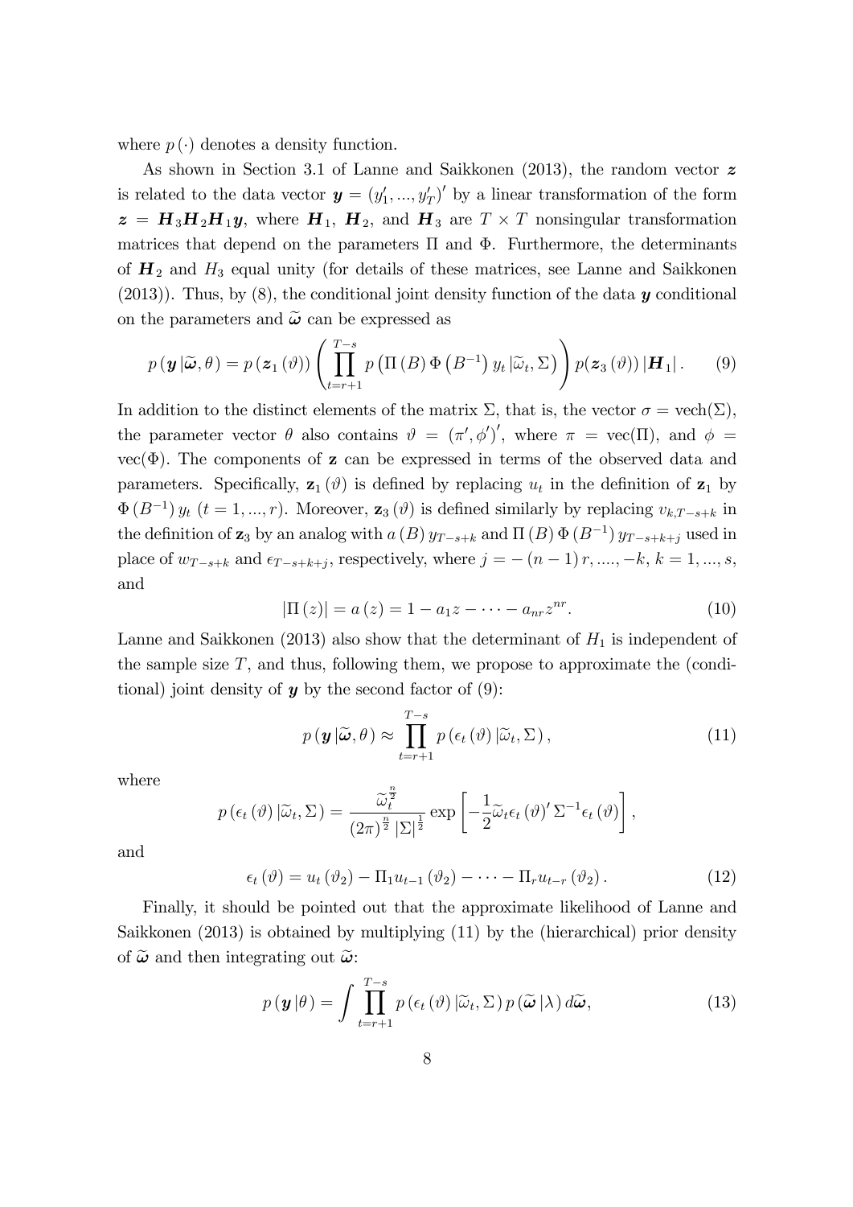where $p(\cdot)$ denotes a density function.

As shown in Section 3.1 of Lanne and Saikkonen (2013), the random vector $\boldsymbol{z}$ is related to the data vector $\boldsymbol{y} = (y_1', ..., y_T')'$ by a linear transformation of the form $\boldsymbol{z} = \boldsymbol{H}_3\boldsymbol{H}_2\boldsymbol{H}_1\boldsymbol{y}$, where $\boldsymbol{H}_1$, $\boldsymbol{H}_2$, and $\boldsymbol{H}_3$ are $T \times T$ nonsingular transformation matrices that depend on the parameters $\Pi$ and $\Phi$. Furthermore, the determinants of $\boldsymbol{H}_2$ and $H_3$ equal unity (for details of these matrices, see Lanne and Saikkonen (2013)). Thus, by (8), the conditional joint density function of the data $\boldsymbol{y}$ conditional on the parameters and $\widetilde{\boldsymbol{\omega}}$ can be expressed as

$$p\left(\boldsymbol{y}\,|\widetilde{\boldsymbol{\omega}}, \theta\right) = p\left(\boldsymbol{z}_1\left(\vartheta\right)\right)\left(\prod_{t=r+1}^{T-s} p\left(\Pi\left(B\right)\Phi\left(B^{-1}\right)y_t\,|\widetilde{\omega}_t, \Sigma\right)\right)p(\boldsymbol{z}_3\left(\vartheta\right))\left|\boldsymbol{H}_1\right|. \tag{9}$$

In addition to the distinct elements of the matrix $\Sigma$, that is, the vector $\sigma = \text{vech}(\Sigma)$, the parameter vector $\theta$ also contains $\vartheta = (\pi', \phi')'$, where $\pi = \text{vec}(\Pi)$, and $\phi = \text{vec}(\Phi)$. The components of $\mathbf{z}$ can be expressed in terms of the observed data and parameters. Specifically, $\mathbf{z}_1(\vartheta)$ is defined by replacing $u_t$ in the definition of $\mathbf{z}_1$ by $\Phi(B^{-1})\,y_t$ $(t = 1, ..., r)$. Moreover, $\mathbf{z}_3(\vartheta)$ is defined similarly by replacing $v_{k,T-s+k}$ in the definition of $\mathbf{z}_3$ by an analog with $a(B)\,y_{T-s+k}$ and $\Pi(B)\,\Phi(B^{-1})\,y_{T-s+k+j}$ used in place of $w_{T-s+k}$ and $\epsilon_{T-s+k+j}$, respectively, where $j = -(n-1)\,r, ...., -k$, $k = 1, ..., s$, and

$$\left|\Pi\left(z\right)\right| = a\left(z\right) = 1 - a_1 z - \cdots - a_{nr}z^{nr}. \tag{10}$$

Lanne and Saikkonen (2013) also show that the determinant of $H_1$ is independent of the sample size $T$, and thus, following them, we propose to approximate the (conditional) joint density of $\boldsymbol{y}$ by the second factor of (9):

$$p\left(\boldsymbol{y}\,|\widetilde{\boldsymbol{\omega}}, \theta\right) \approx \prod_{t=r+1}^{T-s} p\left(\epsilon_t\left(\vartheta\right)|\widetilde{\omega}_t, \Sigma\right), \tag{11}$$

where

$$p\left(\epsilon_t\left(\vartheta\right)|\widetilde{\omega}_t, \Sigma\right) = \frac{\widetilde{\omega}_t^{\frac{n}{2}}}{\left(2\pi\right)^{\frac{n}{2}}\left|\Sigma\right|^{\frac{1}{2}}}\exp\left[-\frac{1}{2}\widetilde{\omega}_t\epsilon_t\left(\vartheta\right)'\Sigma^{-1}\epsilon_t\left(\vartheta\right)\right],$$

and

$$\epsilon_t\left(\vartheta\right) = u_t\left(\vartheta_2\right) - \Pi_1 u_{t-1}\left(\vartheta_2\right) - \cdots - \Pi_r u_{t-r}\left(\vartheta_2\right). \tag{12}$$

Finally, it should be pointed out that the approximate likelihood of Lanne and Saikkonen (2013) is obtained by multiplying (11) by the (hierarchical) prior density of $\widetilde{\boldsymbol{\omega}}$ and then integrating out $\widetilde{\boldsymbol{\omega}}$:

$$p\left(\boldsymbol{y}\,|\theta\right) = \int \prod_{t=r+1}^{T-s} p\left(\epsilon_t\left(\vartheta\right)|\widetilde{\omega}_t, \Sigma\right)p\left(\widetilde{\boldsymbol{\omega}}\,|\lambda\right)d\widetilde{\boldsymbol{\omega}}, \tag{13}$$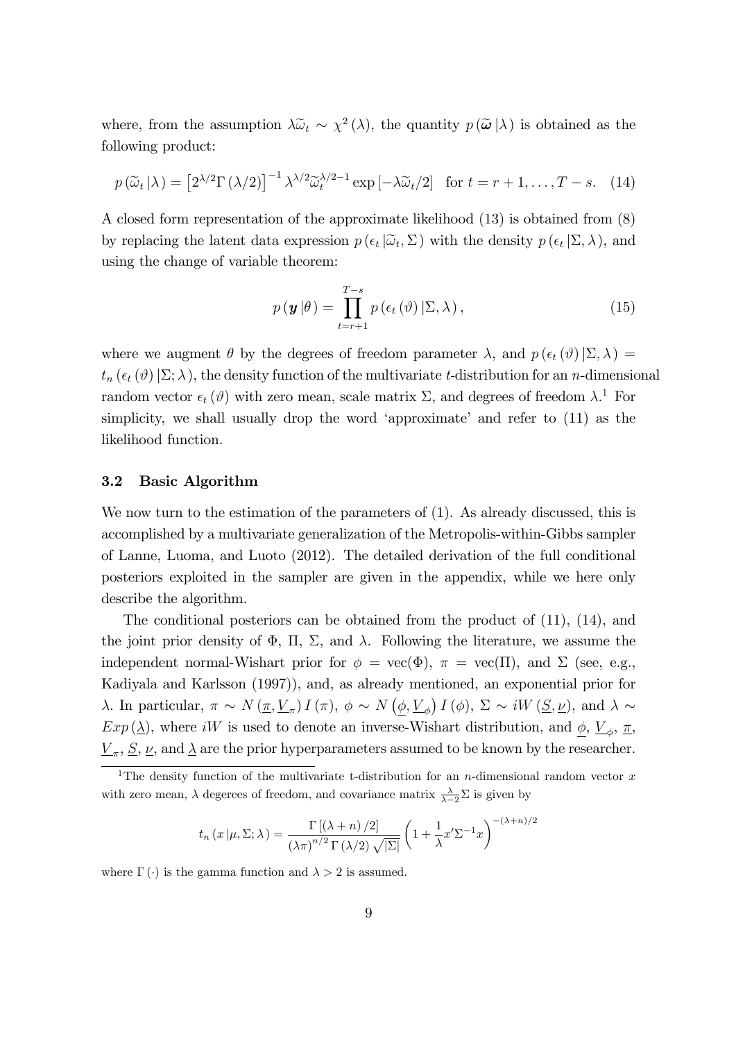where, from the assumption $\lambda\widetilde{\omega}_t \sim \chi^2(\lambda)$, the quantity $p(\widetilde{\boldsymbol{\omega}}|\lambda)$ is obtained as the following product:

$$p(\widetilde{\omega}_t|\lambda) = \left[2^{\lambda/2}\Gamma(\lambda/2)\right]^{-1}\lambda^{\lambda/2}\widetilde{\omega}_t^{\lambda/2-1}\exp\left[-\lambda\widetilde{\omega}_t/2\right] \quad \text{for } t = r+1,\ldots,T-s. \quad (14)$$

A closed form representation of the approximate likelihood (13) is obtained from (8) by replacing the latent data expression $p(\epsilon_t|\widetilde{\omega}_t, \Sigma)$ with the density $p(\epsilon_t|\Sigma,\lambda)$, and using the change of variable theorem:

$$p(\boldsymbol{y}|\theta) = \prod_{t=r+1}^{T-s} p(\epsilon_t(\vartheta)|\Sigma,\lambda), \quad (15)$$

where we augment $\theta$ by the degrees of freedom parameter $\lambda$, and $p(\epsilon_t(\vartheta)|\Sigma,\lambda) = t_n(\epsilon_t(\vartheta)|\Sigma;\lambda)$, the density function of the multivariate $t$-distribution for an $n$-dimensional random vector $\epsilon_t(\vartheta)$ with zero mean, scale matrix $\Sigma$, and degrees of freedom $\lambda$.[1] For simplicity, we shall usually drop the word 'approximate' and refer to (11) as the likelihood function.

### 3.2 Basic Algorithm

We now turn to the estimation of the parameters of (1). As already discussed, this is accomplished by a multivariate generalization of the Metropolis-within-Gibbs sampler of Lanne, Luoma, and Luoto (2012). The detailed derivation of the full conditional posteriors exploited in the sampler are given in the appendix, while we here only describe the algorithm.

The conditional posteriors can be obtained from the product of (11), (14), and the joint prior density of $\Phi$, $\Pi$, $\Sigma$, and $\lambda$. Following the literature, we assume the independent normal-Wishart prior for $\phi = \text{vec}(\Phi)$, $\pi = \text{vec}(\Pi)$, and $\Sigma$ (see, e.g., Kadiyala and Karlsson (1997)), and, as already mentioned, an exponential prior for $\lambda$. In particular, $\pi \sim N(\underline{\pi}, \underline{V}_\pi)I(\pi)$, $\phi \sim N(\underline{\phi}, \underline{V}_\phi)I(\phi)$, $\Sigma \sim iW(\underline{S}, \underline{\nu})$, and $\lambda \sim Exp(\underline{\lambda})$, where $iW$ is used to denote an inverse-Wishart distribution, and $\underline{\phi}$, $\underline{V}_\phi$, $\underline{\pi}$, $\underline{V}_\pi$, $\underline{S}$, $\underline{\nu}$, and $\underline{\lambda}$ are the prior hyperparameters assumed to be known by the researcher.

[1] The density function of the multivariate t-distribution for an $n$-dimensional random vector $x$ with zero mean, $\lambda$ degerees of freedom, and covariance matrix $\frac{\lambda}{\lambda-2}\Sigma$ is given by

$$t_n(x|\mu,\Sigma;\lambda) = \frac{\Gamma[(\lambda+n)/2]}{(\lambda\pi)^{n/2}\Gamma(\lambda/2)\sqrt{|\Sigma|}}\left(1+\frac{1}{\lambda}x'\Sigma^{-1}x\right)^{-(\lambda+n)/2}$$

where $\Gamma(\cdot)$ is the gamma function and $\lambda > 2$ is assumed.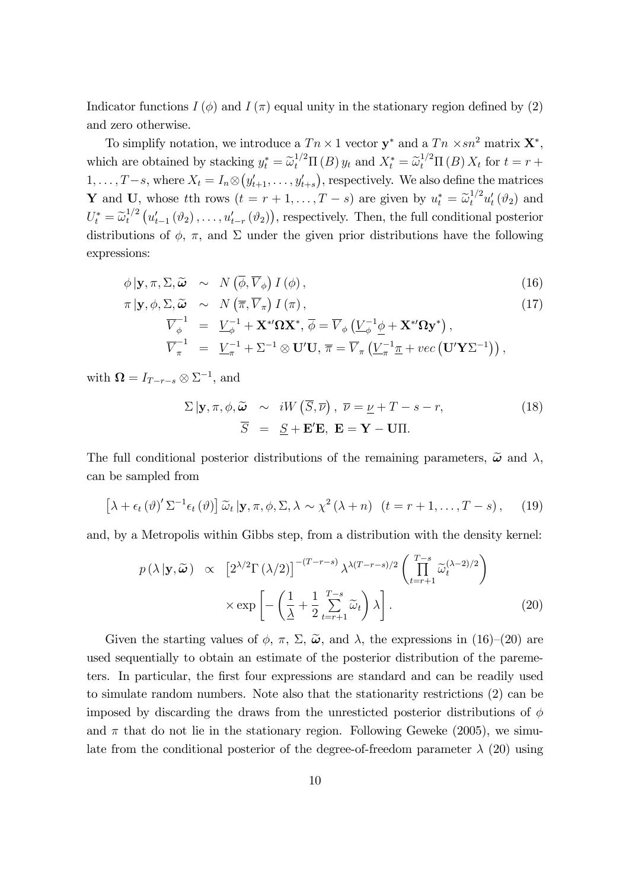Indicator functions $I(\phi)$ and $I(\pi)$ equal unity in the stationary region defined by (2) and zero otherwise.

To simplify notation, we introduce a $Tn \times 1$ vector $\mathbf{y}^*$ and a $Tn \times sn^2$ matrix $\mathbf{X}^*$, which are obtained by stacking $y_t^* = \widetilde{\omega}_t^{1/2}\Pi(B)\, y_t$ and $X_t^* = \widetilde{\omega}_t^{1/2}\Pi(B)\, X_t$ for $t = r+1, \ldots, T-s$, where $X_t = I_n \otimes \left(y_{t+1}', \ldots, y_{t+s}'\right)$, respectively. We also define the matrices $\mathbf{Y}$ and $\mathbf{U}$, whose $t$th rows ($t = r+1, \ldots, T-s$) are given by $u_t^* = \widetilde{\omega}_t^{1/2} u_t'(\vartheta_2)$ and $U_t^* = \widetilde{\omega}_t^{1/2}\left(u_{t-1}'(\vartheta_2), \ldots, u_{t-r}'(\vartheta_2)\right)$, respectively. Then, the full conditional posterior distributions of $\phi$, $\pi$, and $\Sigma$ under the given prior distributions have the following expressions:

$$
\begin{aligned}
\phi \,|\mathbf{y}, \pi, \Sigma, \widetilde{\boldsymbol{\omega}} &\sim N\left(\overline{\phi}, \overline{V}_{\phi}\right) I(\phi), \qquad (16)\\
\pi \,|\mathbf{y}, \phi, \Sigma, \widetilde{\boldsymbol{\omega}} &\sim N\left(\overline{\pi}, \overline{V}_{\pi}\right) I(\pi), \qquad (17)\\
\overline{V}_{\phi}^{-1} &= \underline{V}_{\phi}^{-1} + \mathbf{X}^{*\prime}\boldsymbol{\Omega}\mathbf{X}^*,\ \overline{\phi} = \overline{V}_{\phi}\left(\underline{V}_{\phi}^{-1}\underline{\phi} + \mathbf{X}^{*\prime}\boldsymbol{\Omega}\mathbf{y}^*\right),\\
\overline{V}_{\pi}^{-1} &= \underline{V}_{\pi}^{-1} + \Sigma^{-1} \otimes \mathbf{U}'\mathbf{U},\ \overline{\pi} = \overline{V}_{\pi}\left(\underline{V}_{\pi}^{-1}\underline{\pi} + vec\left(\mathbf{U}'\mathbf{Y}\Sigma^{-1}\right)\right),
\end{aligned}
$$

with $\boldsymbol{\Omega} = I_{T-r-s} \otimes \Sigma^{-1}$, and

$$
\begin{aligned}
\Sigma \,|\mathbf{y}, \pi, \phi, \widetilde{\boldsymbol{\omega}} &\sim iW\left(\overline{S}, \overline{\nu}\right),\ \overline{\nu} = \underline{\nu} + T - s - r, \qquad (18)\\
\overline{S} &= \underline{S} + \mathbf{E}'\mathbf{E},\ \mathbf{E} = \mathbf{Y} - \mathbf{U}\Pi.
\end{aligned}
$$

The full conditional posterior distributions of the remaining parameters, $\widetilde{\boldsymbol{\omega}}$ and $\lambda$, can be sampled from

$$
\left[\lambda + \epsilon_t(\vartheta)' \Sigma^{-1} \epsilon_t(\vartheta)\right] \widetilde{\omega}_t \,|\mathbf{y}, \pi, \phi, \Sigma, \lambda \sim \chi^2(\lambda + n) \quad (t = r+1, \ldots, T-s), \qquad (19)
$$

and, by a Metropolis within Gibbs step, from a distribution with the density kernel:

$$
\begin{aligned}
p\left(\lambda \,|\mathbf{y}, \widetilde{\boldsymbol{\omega}}\right) &\propto \left[2^{\lambda/2}\Gamma(\lambda/2)\right]^{-(T-r-s)} \lambda^{\lambda(T-r-s)/2} \left(\prod_{t=r+1}^{T-s} \widetilde{\omega}_t^{(\lambda-2)/2}\right)\\
&\quad \times \exp\left[-\left(\frac{1}{\underline{\lambda}} + \frac{1}{2}\sum_{t=r+1}^{T-s} \widetilde{\omega}_t\right)\lambda\right]. \qquad (20)
\end{aligned}
$$

Given the starting values of $\phi$, $\pi$, $\Sigma$, $\widetilde{\boldsymbol{\omega}}$, and $\lambda$, the expressions in (16)–(20) are used sequentially to obtain an estimate of the posterior distribution of the paremeters. In particular, the first four expressions are standard and can be readily used to simulate random numbers. Note also that the stationarity restrictions (2) can be imposed by discarding the draws from the unresticted posterior distributions of $\phi$ and $\pi$ that do not lie in the stationary region. Following Geweke (2005), we simulate from the conditional posterior of the degree-of-freedom parameter $\lambda$ (20) using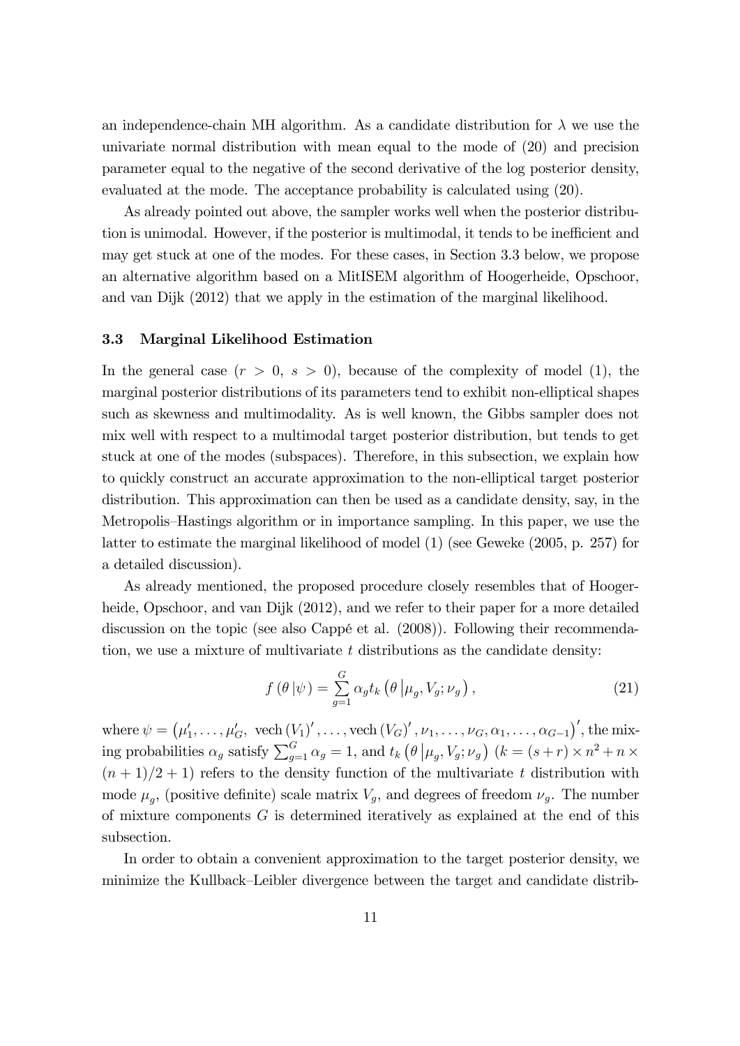an independence-chain MH algorithm. As a candidate distribution for $\lambda$ we use the univariate normal distribution with mean equal to the mode of (20) and precision parameter equal to the negative of the second derivative of the log posterior density, evaluated at the mode. The acceptance probability is calculated using (20).

As already pointed out above, the sampler works well when the posterior distribution is unimodal. However, if the posterior is multimodal, it tends to be inefficient and may get stuck at one of the modes. For these cases, in Section 3.3 below, we propose an alternative algorithm based on a MitISEM algorithm of Hoogerheide, Opschoor, and van Dijk (2012) that we apply in the estimation of the marginal likelihood.

### 3.3 Marginal Likelihood Estimation

In the general case ($r > 0$, $s > 0$), because of the complexity of model (1), the marginal posterior distributions of its parameters tend to exhibit non-elliptical shapes such as skewness and multimodality. As is well known, the Gibbs sampler does not mix well with respect to a multimodal target posterior distribution, but tends to get stuck at one of the modes (subspaces). Therefore, in this subsection, we explain how to quickly construct an accurate approximation to the non-elliptical target posterior distribution. This approximation can then be used as a candidate density, say, in the Metropolis–Hastings algorithm or in importance sampling. In this paper, we use the latter to estimate the marginal likelihood of model (1) (see Geweke (2005, p. 257) for a detailed discussion).

As already mentioned, the proposed procedure closely resembles that of Hoogerheide, Opschoor, and van Dijk (2012), and we refer to their paper for a more detailed discussion on the topic (see also Cappé et al. (2008)). Following their recommendation, we use a mixture of multivariate $t$ distributions as the candidate density:

$$f(\theta \,|\psi) = \sum_{g=1}^{G} \alpha_g t_k \left(\theta \,|\mu_g, V_g; \nu_g\right), \tag{21}$$

where $\psi = \left(\mu_1', \ldots, \mu_G',\ \text{vech}(V_1)', \ldots, \text{vech}(V_G)', \nu_1, \ldots, \nu_G, \alpha_1, \ldots, \alpha_{G-1}\right)'$, the mixing probabilities $\alpha_g$ satisfy $\sum_{g=1}^{G} \alpha_g = 1$, and $t_k \left(\theta \,|\mu_g, V_g; \nu_g\right)$ ($k = (s+r) \times n^2 + n \times (n+1)/2 + 1$) refers to the density function of the multivariate $t$ distribution with mode $\mu_g$, (positive definite) scale matrix $V_g$, and degrees of freedom $\nu_g$. The number of mixture components $G$ is determined iteratively as explained at the end of this subsection.

In order to obtain a convenient approximation to the target posterior density, we minimize the Kullback–Leibler divergence between the target and candidate distrib-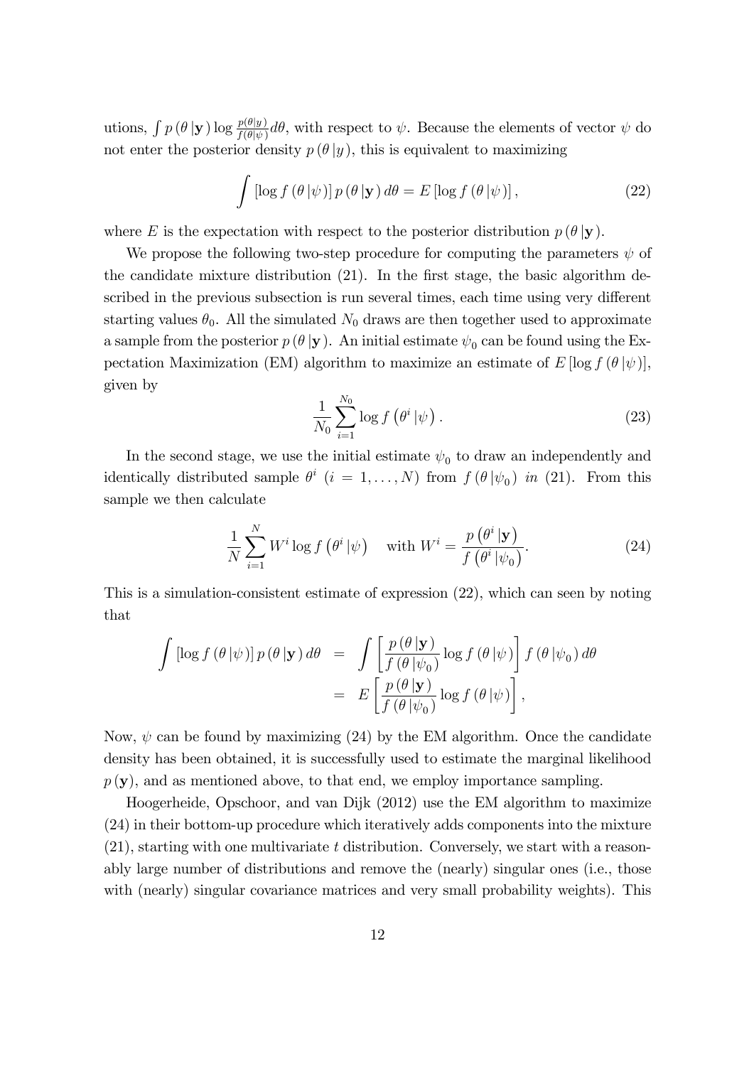utions, $\int p(\theta|\mathbf{y}) \log \frac{p(\theta|y)}{f(\theta|\psi)} d\theta$, with respect to $\psi$. Because the elements of vector $\psi$ do not enter the posterior density $p(\theta|y)$, this is equivalent to maximizing

$$\int [\log f(\theta|\psi)] \, p(\theta|\mathbf{y}) \, d\theta = E [\log f(\theta|\psi)], \tag{22}$$

where $E$ is the expectation with respect to the posterior distribution $p(\theta|\mathbf{y})$.

We propose the following two-step procedure for computing the parameters $\psi$ of the candidate mixture distribution (21). In the first stage, the basic algorithm described in the previous subsection is run several times, each time using very different starting values $\theta_0$. All the simulated $N_0$ draws are then together used to approximate a sample from the posterior $p(\theta|\mathbf{y})$. An initial estimate $\psi_0$ can be found using the Expectation Maximization (EM) algorithm to maximize an estimate of $E[\log f(\theta|\psi)]$, given by

$$\frac{1}{N_0} \sum_{i=1}^{N_0} \log f(\theta^i|\psi). \tag{23}$$

In the second stage, we use the initial estimate $\psi_0$ to draw an independently and identically distributed sample $\theta^i$ $(i = 1, \ldots, N)$ from $f(\theta|\psi_0)$ *in* (21). From this sample we then calculate

$$\frac{1}{N} \sum_{i=1}^{N} W^i \log f(\theta^i|\psi) \quad \text{with } W^i = \frac{p(\theta^i|\mathbf{y})}{f(\theta^i|\psi_0)}. \tag{24}$$

This is a simulation-consistent estimate of expression (22), which can seen by noting that

$$\begin{aligned} \int [\log f(\theta|\psi)] \, p(\theta|\mathbf{y}) \, d\theta &= \int \left[ \frac{p(\theta|\mathbf{y})}{f(\theta|\psi_0)} \log f(\theta|\psi) \right] f(\theta|\psi_0) \, d\theta \\ &= E \left[ \frac{p(\theta|\mathbf{y})}{f(\theta|\psi_0)} \log f(\theta|\psi) \right], \end{aligned}$$

Now, $\psi$ can be found by maximizing (24) by the EM algorithm. Once the candidate density has been obtained, it is successfully used to estimate the marginal likelihood $p(\mathbf{y})$, and as mentioned above, to that end, we employ importance sampling.

Hoogerheide, Opschoor, and van Dijk (2012) use the EM algorithm to maximize (24) in their bottom-up procedure which iteratively adds components into the mixture (21), starting with one multivariate $t$ distribution. Conversely, we start with a reasonably large number of distributions and remove the (nearly) singular ones (i.e., those with (nearly) singular covariance matrices and very small probability weights). This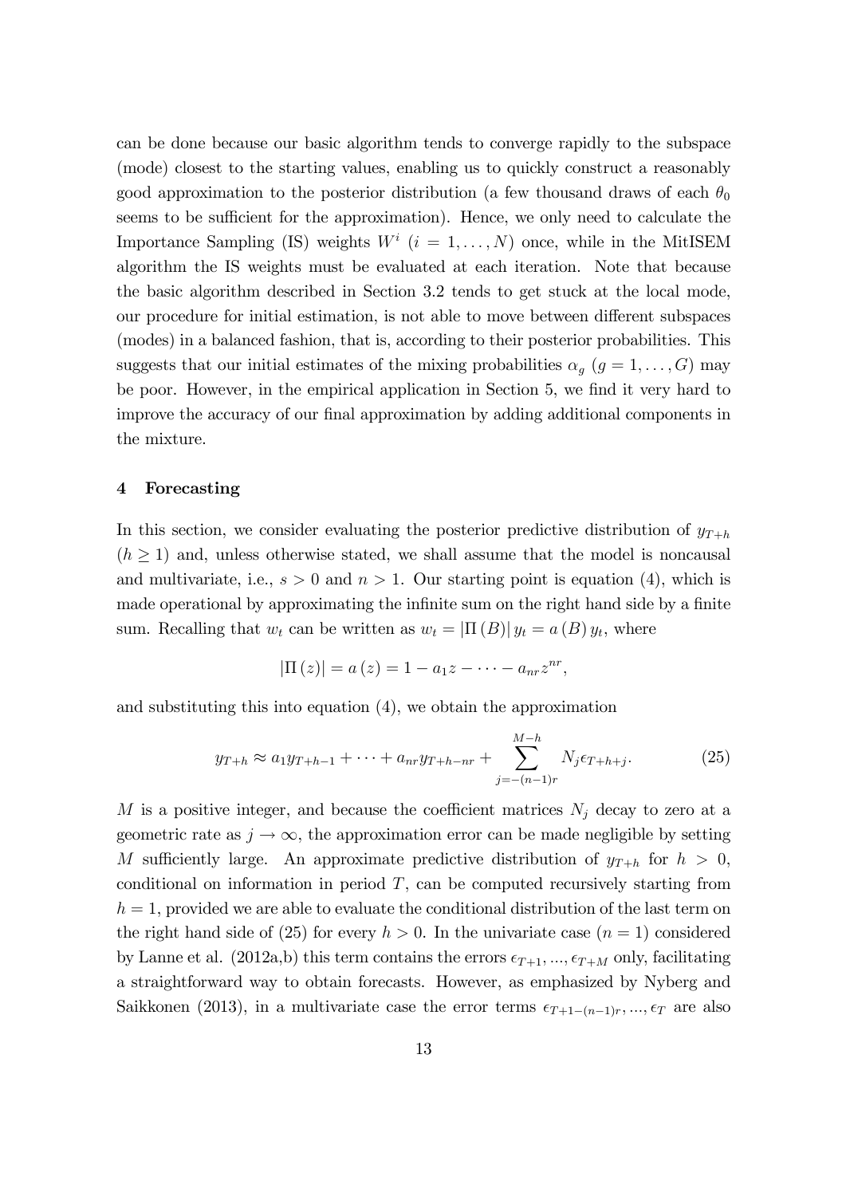can be done because our basic algorithm tends to converge rapidly to the subspace (mode) closest to the starting values, enabling us to quickly construct a reasonably good approximation to the posterior distribution (a few thousand draws of each $\theta_0$ seems to be sufficient for the approximation). Hence, we only need to calculate the Importance Sampling (IS) weights $W^i$ $(i = 1, \dots, N)$ once, while in the MitISEM algorithm the IS weights must be evaluated at each iteration. Note that because the basic algorithm described in Section 3.2 tends to get stuck at the local mode, our procedure for initial estimation, is not able to move between different subspaces (modes) in a balanced fashion, that is, according to their posterior probabilities. This suggests that our initial estimates of the mixing probabilities $\alpha_g$ $(g = 1, \dots, G)$ may be poor. However, in the empirical application in Section 5, we find it very hard to improve the accuracy of our final approximation by adding additional components in the mixture.

## 4 Forecasting

In this section, we consider evaluating the posterior predictive distribution of $y_{T+h}$ $(h \geq 1)$ and, unless otherwise stated, we shall assume that the model is noncausal and multivariate, i.e., $s > 0$ and $n > 1$. Our starting point is equation (4), which is made operational by approximating the infinite sum on the right hand side by a finite sum. Recalling that $w_t$ can be written as $w_t = |\Pi(B)| y_t = a(B) y_t$, where

$$|\Pi(z)| = a(z) = 1 - a_1 z - \cdots - a_{nr} z^{nr},$$

and substituting this into equation (4), we obtain the approximation

$$y_{T+h} \approx a_1 y_{T+h-1} + \cdots + a_{nr} y_{T+h-nr} + \sum_{j=-(n-1)r}^{M-h} N_j \epsilon_{T+h+j}. \tag{25}$$

$M$ is a positive integer, and because the coefficient matrices $N_j$ decay to zero at a geometric rate as $j \to \infty$, the approximation error can be made negligible by setting $M$ sufficiently large. An approximate predictive distribution of $y_{T+h}$ for $h > 0$, conditional on information in period $T$, can be computed recursively starting from $h = 1$, provided we are able to evaluate the conditional distribution of the last term on the right hand side of (25) for every $h > 0$. In the univariate case $(n = 1)$ considered by Lanne et al. (2012a,b) this term contains the errors $\epsilon_{T+1}, \dots, \epsilon_{T+M}$ only, facilitating a straightforward way to obtain forecasts. However, as emphasized by Nyberg and Saikkonen (2013), in a multivariate case the error terms $\epsilon_{T+1-(n-1)r}, \dots, \epsilon_T$ are also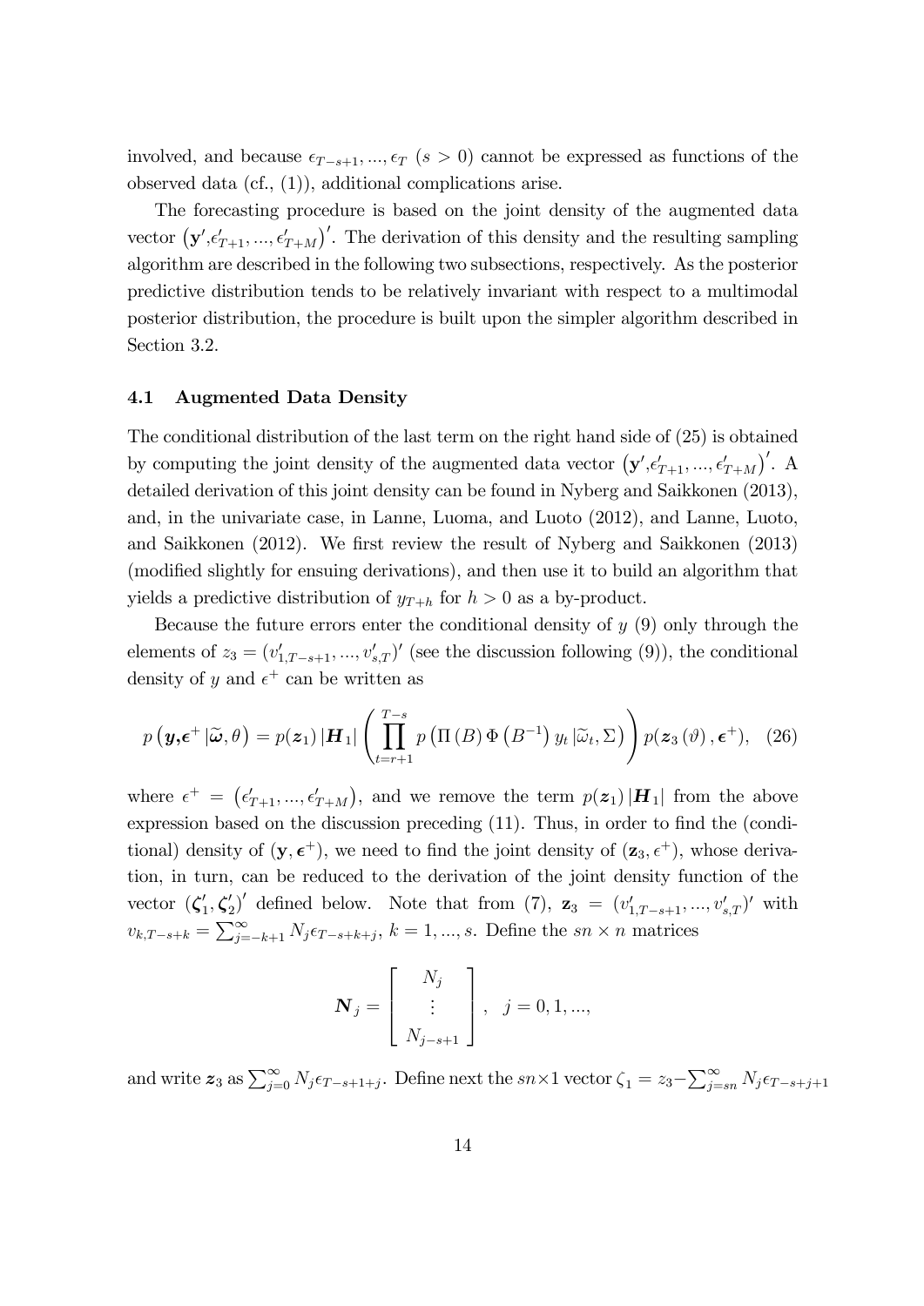involved, and because $\epsilon_{T-s+1}, ..., \epsilon_T$ ($s > 0$) cannot be expressed as functions of the observed data (cf., (1)), additional complications arise.

The forecasting procedure is based on the joint density of the augmented data vector $\left(\mathbf{y}', \epsilon'_{T+1}, ..., \epsilon'_{T+M}\right)'$. The derivation of this density and the resulting sampling algorithm are described in the following two subsections, respectively. As the posterior predictive distribution tends to be relatively invariant with respect to a multimodal posterior distribution, the procedure is built upon the simpler algorithm described in Section 3.2.

### 4.1 Augmented Data Density

The conditional distribution of the last term on the right hand side of (25) is obtained by computing the joint density of the augmented data vector $\left(\mathbf{y}', \epsilon'_{T+1}, ..., \epsilon'_{T+M}\right)'$. A detailed derivation of this joint density can be found in Nyberg and Saikkonen (2013), and, in the univariate case, in Lanne, Luoma, and Luoto (2012), and Lanne, Luoto, and Saikkonen (2012). We first review the result of Nyberg and Saikkonen (2013) (modified slightly for ensuing derivations), and then use it to build an algorithm that yields a predictive distribution of $y_{T+h}$ for $h > 0$ as a by-product.

Because the future errors enter the conditional density of $y$ (9) only through the elements of $z_3 = (v'_{1,T-s+1}, ..., v'_{s,T})'$ (see the discussion following (9)), the conditional density of $y$ and $\epsilon^+$ can be written as

$$p\left(\boldsymbol{y}, \boldsymbol{\epsilon}^+ \left| \widetilde{\boldsymbol{\omega}}, \theta\right.\right) = p(\boldsymbol{z}_1) \left|\boldsymbol{H}_1\right| \left(\prod_{t=r+1}^{T-s} p\left(\Pi\left(B\right)\Phi\left(B^{-1}\right)y_t \left|\widetilde{\omega}_t, \Sigma\right.\right)\right) p(\boldsymbol{z}_3\left(\vartheta\right), \boldsymbol{\epsilon}^+), \quad (26)$$

where $\epsilon^+ = \left(\epsilon'_{T+1}, ..., \epsilon'_{T+M}\right)$, and we remove the term $p(\boldsymbol{z}_1)\left|\boldsymbol{H}_1\right|$ from the above expression based on the discussion preceding (11). Thus, in order to find the (conditional) density of $(\mathbf{y}, \boldsymbol{\epsilon}^+)$, we need to find the joint density of $(\mathbf{z}_3, \epsilon^+)$, whose derivation, in turn, can be reduced to the derivation of the joint density function of the vector $(\boldsymbol{\zeta}'_1, \boldsymbol{\zeta}'_2)'$ defined below. Note that from (7), $\mathbf{z}_3 = (v'_{1,T-s+1}, ..., v'_{s,T})'$ with $v_{k,T-s+k} = \sum_{j=-k+1}^{\infty} N_j \epsilon_{T-s+k+j}$, $k = 1, ..., s$. Define the $sn \times n$ matrices

$$\boldsymbol{N}_j = \begin{bmatrix} N_j \\ \vdots \\ N_{j-s+1} \end{bmatrix}, \quad j = 0, 1, ...,$$

and write $\boldsymbol{z}_3$ as $\sum_{j=0}^{\infty} N_j \epsilon_{T-s+1+j}$. Define next the $sn \times 1$ vector $\zeta_1 = z_3 - \sum_{j=sn}^{\infty} N_j \epsilon_{T-s+j+1}$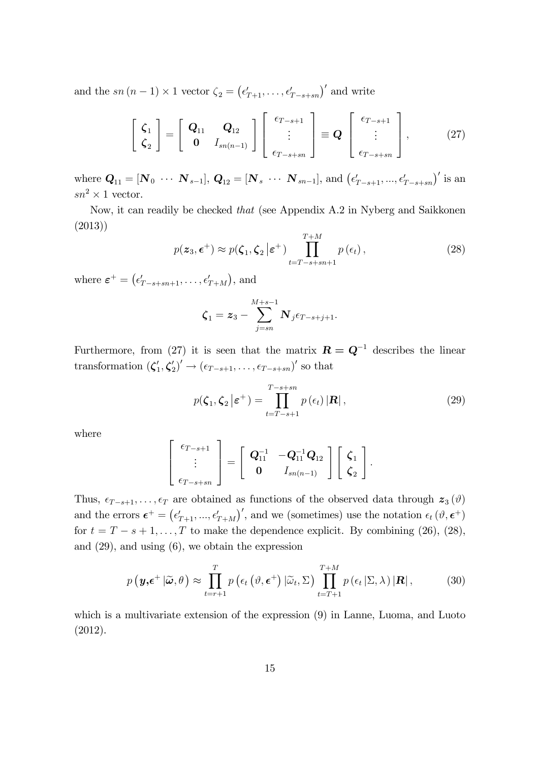and the $sn(n-1) \times 1$ vector $\zeta_2 = \left(\epsilon'_{T+1}, \ldots, \epsilon'_{T-s+sn}\right)'$ and write

$$
\begin{bmatrix} \boldsymbol{\zeta}_1 \\ \boldsymbol{\zeta}_2 \end{bmatrix} = \begin{bmatrix} \boldsymbol{Q}_{11} & \boldsymbol{Q}_{12} \\ \mathbf{0} & I_{sn(n-1)} \end{bmatrix} \begin{bmatrix} \epsilon_{T-s+1} \\ \vdots \\ \epsilon_{T-s+sn} \end{bmatrix} \equiv \boldsymbol{Q} \begin{bmatrix} \epsilon_{T-s+1} \\ \vdots \\ \epsilon_{T-s+sn} \end{bmatrix}, \tag{27}
$$

where $\boldsymbol{Q}_{11} = [\boldsymbol{N}_0 \ \cdots \ \boldsymbol{N}_{s-1}]$, $\boldsymbol{Q}_{12} = [\boldsymbol{N}_s \ \cdots \ \boldsymbol{N}_{sn-1}]$, and $\left(\epsilon'_{T-s+1}, ..., \epsilon'_{T-s+sn}\right)'$ is an $sn^2 \times 1$ vector.

Now, it can readily be checked *that* (see Appendix A.2 in Nyberg and Saikkonen (2013))

$$
p(\boldsymbol{z}_3, \boldsymbol{\epsilon}^+) \approx p(\boldsymbol{\zeta}_1, \boldsymbol{\zeta}_2 \,|\boldsymbol{\varepsilon}^+) \prod_{t=T-s+sn+1}^{T+M} p\left(\epsilon_t\right), \tag{28}
$$

where $\boldsymbol{\varepsilon}^+ = \left(\epsilon'_{T-s+sn+1}, \ldots, \epsilon'_{T+M}\right)$, and

$$
\boldsymbol{\zeta}_1 = \boldsymbol{z}_3 - \sum_{j=sn}^{M+s-1} \boldsymbol{N}_j \epsilon_{T-s+j+1}.
$$

Furthermore, from (27) it is seen that the matrix $\boldsymbol{R} = \boldsymbol{Q}^{-1}$ describes the linear transformation $(\boldsymbol{\zeta}'_1, \boldsymbol{\zeta}'_2)' \to (\epsilon_{T-s+1}, \ldots, \epsilon_{T-s+sn})'$ so that

$$
p(\boldsymbol{\zeta}_1, \boldsymbol{\zeta}_2 \,|\boldsymbol{\varepsilon}^+) = \prod_{t=T-s+1}^{T-s+sn} p\left(\epsilon_t\right) |\boldsymbol{R}|, \tag{29}
$$

where

$$
\begin{bmatrix} \epsilon_{T-s+1} \\ \vdots \\ \epsilon_{T-s+sn} \end{bmatrix} = \begin{bmatrix} \boldsymbol{Q}_{11}^{-1} & -\boldsymbol{Q}_{11}^{-1}\boldsymbol{Q}_{12} \\ \mathbf{0} & I_{sn(n-1)} \end{bmatrix} \begin{bmatrix} \boldsymbol{\zeta}_1 \\ \boldsymbol{\zeta}_2 \end{bmatrix}.
$$

Thus, $\epsilon_{T-s+1}, \ldots, \epsilon_T$ are obtained as functions of the observed data through $\boldsymbol{z}_3(\vartheta)$ and the errors $\boldsymbol{\epsilon}^+ = \left(\epsilon'_{T+1}, ..., \epsilon'_{T+M}\right)'$, and we (sometimes) use the notation $\epsilon_t(\vartheta, \boldsymbol{\epsilon}^+)$ for $t = T-s+1, \ldots, T$ to make the dependence explicit. By combining (26), (28), and (29), and using (6), we obtain the expression

$$
p\left(\boldsymbol{y}, \boldsymbol{\epsilon}^+ \,|\widetilde{\boldsymbol{\omega}}, \theta\right) \approx \prod_{t=r+1}^{T} p\left(\epsilon_t\left(\vartheta, \boldsymbol{\epsilon}^+\right) |\widetilde{\omega}_t, \Sigma\right) \prod_{t=T+1}^{T+M} p\left(\epsilon_t \,|\Sigma, \lambda\right) |\boldsymbol{R}|, \tag{30}
$$

which is a multivariate extension of the expression (9) in Lanne, Luoma, and Luoto (2012).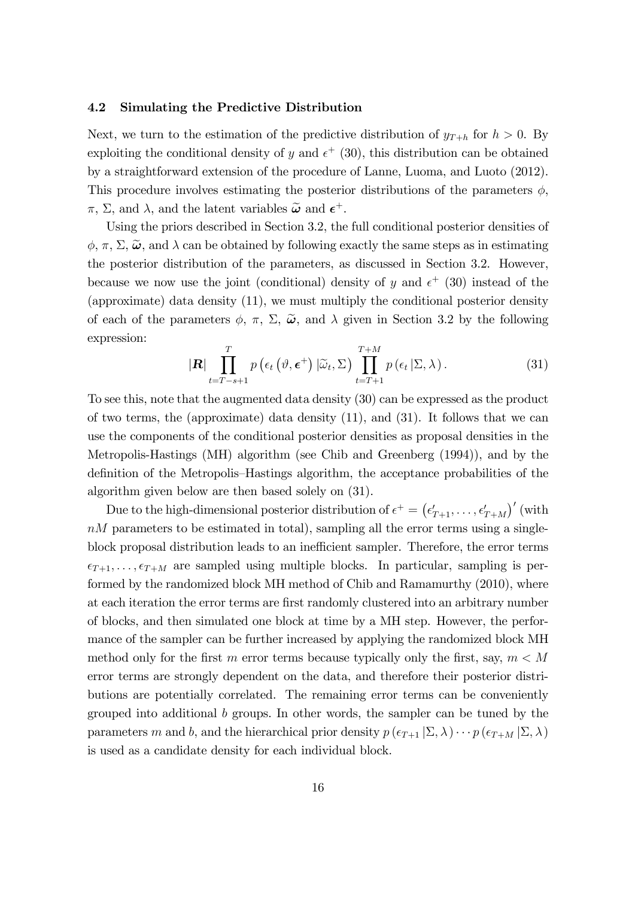### 4.2 Simulating the Predictive Distribution

Next, we turn to the estimation of the predictive distribution of $y_{T+h}$ for $h > 0$. By exploiting the conditional density of $y$ and $\epsilon^+$ (30), this distribution can be obtained by a straightforward extension of the procedure of Lanne, Luoma, and Luoto (2012). This procedure involves estimating the posterior distributions of the parameters $\phi$, $\pi$, $\Sigma$, and $\lambda$, and the latent variables $\widetilde{\boldsymbol{\omega}}$ and $\boldsymbol{\epsilon}^+$.

Using the priors described in Section 3.2, the full conditional posterior densities of $\phi$, $\pi$, $\Sigma$, $\widetilde{\boldsymbol{\omega}}$, and $\lambda$ can be obtained by following exactly the same steps as in estimating the posterior distribution of the parameters, as discussed in Section 3.2. However, because we now use the joint (conditional) density of $y$ and $\epsilon^+$ (30) instead of the (approximate) data density (11), we must multiply the conditional posterior density of each of the parameters $\phi$, $\pi$, $\Sigma$, $\widetilde{\boldsymbol{\omega}}$, and $\lambda$ given in Section 3.2 by the following expression:

$$|\boldsymbol{R}| \prod_{t=T-s+1}^{T} p\left(\epsilon_t\left(\vartheta, \boldsymbol{\epsilon}^+\right) | \widetilde{\omega}_t, \Sigma\right) \prod_{t=T+1}^{T+M} p\left(\epsilon_t \,|\Sigma, \lambda\right). \tag{31}$$

To see this, note that the augmented data density (30) can be expressed as the product of two terms, the (approximate) data density (11), and (31). It follows that we can use the components of the conditional posterior densities as proposal densities in the Metropolis-Hastings (MH) algorithm (see Chib and Greenberg (1994)), and by the definition of the Metropolis–Hastings algorithm, the acceptance probabilities of the algorithm given below are then based solely on (31).

Due to the high-dimensional posterior distribution of $\epsilon^+ = \left(\epsilon'_{T+1}, \ldots, \epsilon'_{T+M}\right)'$ (with $nM$ parameters to be estimated in total), sampling all the error terms using a single-block proposal distribution leads to an inefficient sampler. Therefore, the error terms $\epsilon_{T+1}, \ldots, \epsilon_{T+M}$ are sampled using multiple blocks. In particular, sampling is performed by the randomized block MH method of Chib and Ramamurthy (2010), where at each iteration the error terms are first randomly clustered into an arbitrary number of blocks, and then simulated one block at time by a MH step. However, the performance of the sampler can be further increased by applying the randomized block MH method only for the first $m$ error terms because typically only the first, say, $m < M$ error terms are strongly dependent on the data, and therefore their posterior distributions are potentially correlated. The remaining error terms can be conveniently grouped into additional $b$ groups. In other words, the sampler can be tuned by the parameters $m$ and $b$, and the hierarchical prior density $p\left(\epsilon_{T+1} \,|\Sigma, \lambda\right) \cdots p\left(\epsilon_{T+M} \,|\Sigma, \lambda\right)$ is used as a candidate density for each individual block.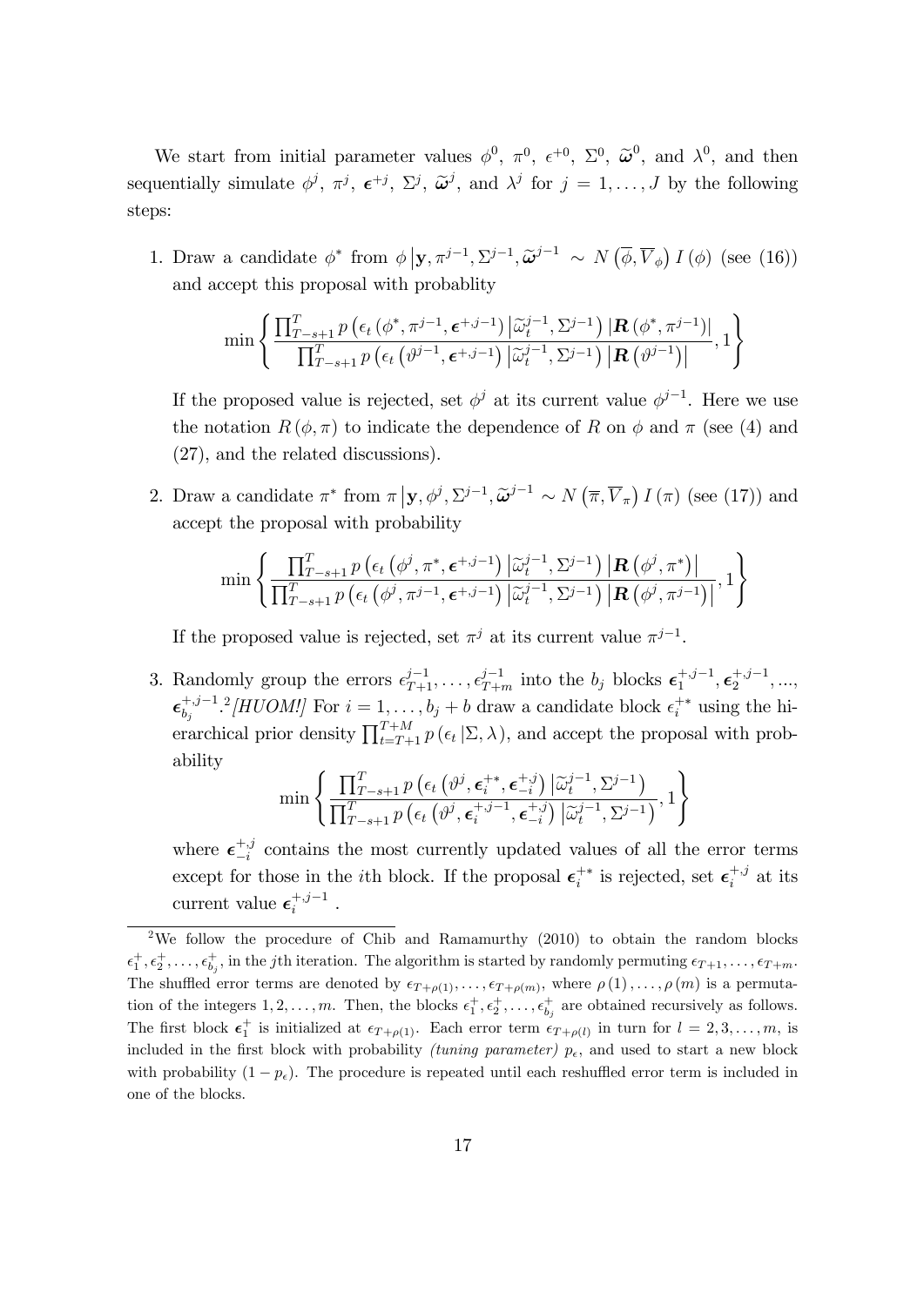We start from initial parameter values $\phi^0$, $\pi^0$, $\epsilon^{+0}$, $\Sigma^0$, $\widetilde{\boldsymbol{\omega}}^0$, and $\lambda^0$, and then sequentially simulate $\phi^j$, $\pi^j$, $\boldsymbol{\epsilon}^{+j}$, $\Sigma^j$, $\widetilde{\boldsymbol{\omega}}^j$, and $\lambda^j$ for $j = 1, \ldots, J$ by the following steps:

1. Draw a candidate $\phi^*$ from $\phi \left| \mathbf{y}, \pi^{j-1}, \Sigma^{j-1}, \widetilde{\boldsymbol{\omega}}^{j-1} \right. \sim N\left(\overline{\phi}, \overline{V}_\phi\right) I(\phi)$ (see (16)) and accept this proposal with probablity

$$\min \left\{ \frac{\prod_{T-s+1}^{T} p\left(\epsilon_t\left(\phi^*, \pi^{j-1}, \boldsymbol{\epsilon}^{+,j-1}\right) \left| \widetilde{\omega}_t^{j-1}, \Sigma^{j-1}\right.\right) \left|\boldsymbol{R}\left(\phi^*, \pi^{j-1}\right)\right|}{\prod_{T-s+1}^{T} p\left(\epsilon_t\left(\vartheta^{j-1}, \boldsymbol{\epsilon}^{+,j-1}\right) \left| \widetilde{\omega}_t^{j-1}, \Sigma^{j-1}\right.\right) \left|\boldsymbol{R}\left(\vartheta^{j-1}\right)\right|}, 1 \right\}$$

   If the proposed value is rejected, set $\phi^j$ at its current value $\phi^{j-1}$. Here we use the notation $R(\phi, \pi)$ to indicate the dependence of $R$ on $\phi$ and $\pi$ (see (4) and (27), and the related discussions).

2. Draw a candidate $\pi^*$ from $\pi \left| \mathbf{y}, \phi^j, \Sigma^{j-1}, \widetilde{\boldsymbol{\omega}}^{j-1} \right. \sim N\left(\overline{\pi}, \overline{V}_\pi\right) I(\pi)$ (see (17)) and accept the proposal with probability

$$\min \left\{ \frac{\prod_{T-s+1}^{T} p\left(\epsilon_t\left(\phi^j, \pi^*, \boldsymbol{\epsilon}^{+,j-1}\right) \left| \widetilde{\omega}_t^{j-1}, \Sigma^{j-1}\right.\right) \left|\boldsymbol{R}\left(\phi^j, \pi^*\right)\right|}{\prod_{T-s+1}^{T} p\left(\epsilon_t\left(\phi^j, \pi^{j-1}, \boldsymbol{\epsilon}^{+,j-1}\right) \left| \widetilde{\omega}_t^{j-1}, \Sigma^{j-1}\right.\right) \left|\boldsymbol{R}\left(\phi^j, \pi^{j-1}\right)\right|}, 1 \right\}$$

   If the proposed value is rejected, set $\pi^j$ at its current value $\pi^{j-1}$.

3. Randomly group the errors $\epsilon_{T+1}^{j-1}, \ldots, \epsilon_{T+m}^{j-1}$ into the $b_j$ blocks $\boldsymbol{\epsilon}_1^{+,j-1}, \boldsymbol{\epsilon}_2^{+,j-1}, \ldots, \boldsymbol{\epsilon}_{b_j}^{+,j-1}$.[2] *[HUOM!]* For $i = 1, \ldots, b_j + b$ draw a candidate block $\epsilon_i^{+*}$ using the hierarchical prior density $\prod_{t=T+1}^{T+M} p\left(\epsilon_t \left| \Sigma, \lambda\right.\right)$, and accept the proposal with probability

$$\min \left\{ \frac{\prod_{T-s+1}^{T} p\left(\epsilon_t\left(\vartheta^j, \boldsymbol{\epsilon}_i^{+*}, \boldsymbol{\epsilon}_{-i}^{+,j}\right) \left| \widetilde{\omega}_t^{j-1}, \Sigma^{j-1}\right.\right)}{\prod_{T-s+1}^{T} p\left(\epsilon_t\left(\vartheta^j, \boldsymbol{\epsilon}_i^{+,j-1}, \boldsymbol{\epsilon}_{-i}^{+,j}\right) \left| \widetilde{\omega}_t^{j-1}, \Sigma^{j-1}\right.\right)}, 1 \right\}$$

   where $\boldsymbol{\epsilon}_{-i}^{+,j}$ contains the most currently updated values of all the error terms except for those in the $i$th block. If the proposal $\boldsymbol{\epsilon}_i^{+*}$ is rejected, set $\boldsymbol{\epsilon}_i^{+,j}$ at its current value $\boldsymbol{\epsilon}_i^{+,j-1}$.

---

[2] We follow the procedure of Chib and Ramamurthy (2010) to obtain the random blocks $\epsilon_1^+, \epsilon_2^+, \ldots, \epsilon_{b_j}^+$, in the $j$th iteration. The algorithm is started by randomly permuting $\epsilon_{T+1}, \ldots, \epsilon_{T+m}$. The shuffled error terms are denoted by $\epsilon_{T+\rho(1)}, \ldots, \epsilon_{T+\rho(m)}$, where $\rho(1), \ldots, \rho(m)$ is a permutation of the integers $1, 2, \ldots, m$. Then, the blocks $\epsilon_1^+, \epsilon_2^+, \ldots, \epsilon_{b_j}^+$ are obtained recursively as follows. The first block $\boldsymbol{\epsilon}_1^+$ is initialized at $\epsilon_{T+\rho(1)}$. Each error term $\epsilon_{T+\rho(l)}$ in turn for $l = 2, 3, \ldots, m$, is included in the first block with probability *(tuning parameter)* $p_\epsilon$, and used to start a new block with probability $(1 - p_\epsilon)$. The procedure is repeated until each reshuffled error term is included in one of the blocks.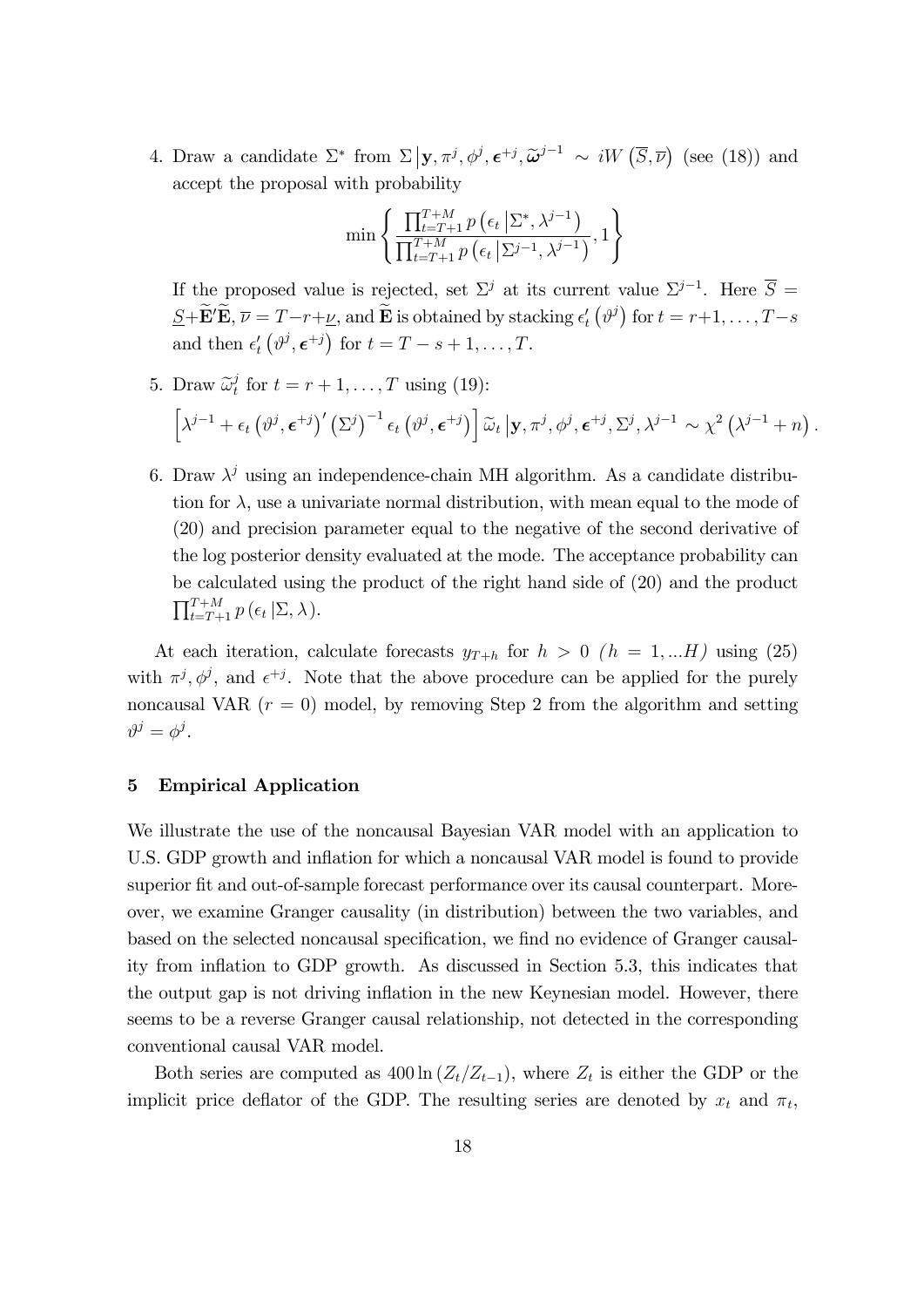4. Draw a candidate $\Sigma^*$ from $\Sigma \left| \mathbf{y}, \pi^j, \phi^j, \boldsymbol{\epsilon}^{+j}, \widetilde{\boldsymbol{\omega}}^{j-1} \right. \sim iW\left(\overline{S}, \overline{\nu}\right)$ (see (18)) and accept the proposal with probability
$$\min\left\{ \frac{\prod_{t=T+1}^{T+M} p\left(\epsilon_t \left| \Sigma^*, \lambda^{j-1}\right.\right)}{\prod_{t=T+1}^{T+M} p\left(\epsilon_t \left| \Sigma^{j-1}, \lambda^{j-1}\right.\right)}, 1 \right\}$$
If the proposed value is rejected, set $\Sigma^j$ at its current value $\Sigma^{j-1}$. Here $\overline{S} = \underline{S} + \widetilde{\mathbf{E}}'\widetilde{\mathbf{E}}$, $\overline{\nu} = T - r + \underline{\nu}$, and $\widetilde{\mathbf{E}}$ is obtained by stacking $\epsilon_t'\left(\vartheta^j\right)$ for $t = r+1, \ldots, T-s$ and then $\epsilon_t'\left(\vartheta^j, \boldsymbol{\epsilon}^{+j}\right)$ for $t = T-s+1, \ldots, T$.

5. Draw $\widetilde{\omega}_t^j$ for $t = r+1, \ldots, T$ using (19):
$$\left[\lambda^{j-1} + \epsilon_t\left(\vartheta^j, \boldsymbol{\epsilon}^{+j}\right)' \left(\Sigma^j\right)^{-1} \epsilon_t\left(\vartheta^j, \boldsymbol{\epsilon}^{+j}\right)\right] \widetilde{\omega}_t \left| \mathbf{y}, \pi^j, \phi^j, \boldsymbol{\epsilon}^{+j}, \Sigma^j, \lambda^{j-1} \right. \sim \chi^2\left(\lambda^{j-1} + n\right).$$

6. Draw $\lambda^j$ using an independence-chain MH algorithm. As a candidate distribution for $\lambda$, use a univariate normal distribution, with mean equal to the mode of (20) and precision parameter equal to the negative of the second derivative of the log posterior density evaluated at the mode. The acceptance probability can be calculated using the product of the right hand side of (20) and the product $\prod_{t=T+1}^{T+M} p\left(\epsilon_t \left| \Sigma, \lambda\right.\right)$.

At each iteration, calculate forecasts $y_{T+h}$ for $h > 0$ *(*$h = 1, \ldots H$*)* using (25) with $\pi^j, \phi^j$, and $\epsilon^{+j}$. Note that the above procedure can be applied for the purely noncausal VAR ($r = 0$) model, by removing Step 2 from the algorithm and setting $\vartheta^j = \phi^j$.

## 5 Empirical Application

We illustrate the use of the noncausal Bayesian VAR model with an application to U.S. GDP growth and inflation for which a noncausal VAR model is found to provide superior fit and out-of-sample forecast performance over its causal counterpart. Moreover, we examine Granger causality (in distribution) between the two variables, and based on the selected noncausal specification, we find no evidence of Granger causality from inflation to GDP growth. As discussed in Section 5.3, this indicates that the output gap is not driving inflation in the new Keynesian model. However, there seems to be a reverse Granger causal relationship, not detected in the corresponding conventional causal VAR model.

Both series are computed as $400 \ln\left(Z_t/Z_{t-1}\right)$, where $Z_t$ is either the GDP or the implicit price deflator of the GDP. The resulting series are denoted by $x_t$ and $\pi_t$,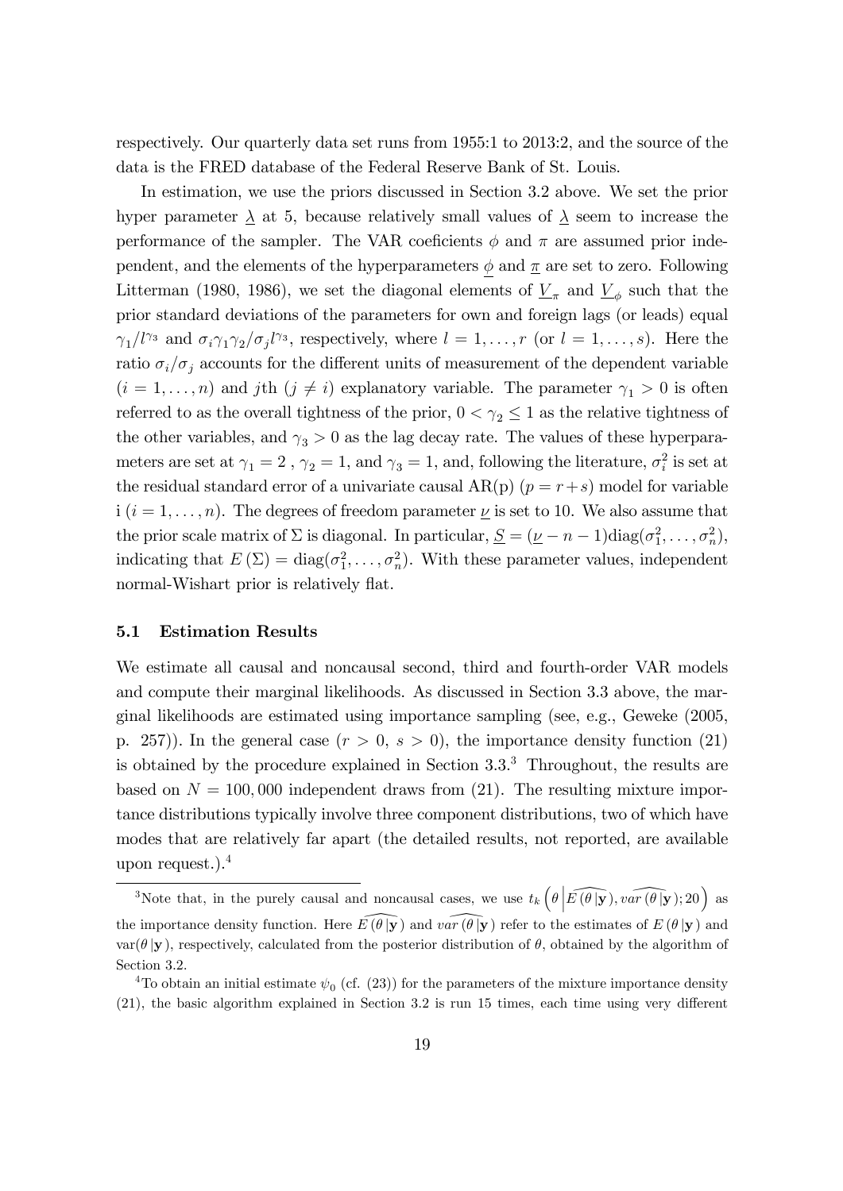respectively. Our quarterly data set runs from 1955:1 to 2013:2, and the source of the data is the FRED database of the Federal Reserve Bank of St. Louis.

In estimation, we use the priors discussed in Section 3.2 above. We set the prior hyper parameter $\underline{\lambda}$ at 5, because relatively small values of $\underline{\lambda}$ seem to increase the performance of the sampler. The VAR coeficients $\phi$ and $\pi$ are assumed prior independent, and the elements of the hyperparameters $\underline{\phi}$ and $\underline{\pi}$ are set to zero. Following Litterman (1980, 1986), we set the diagonal elements of $\underline{V}_{\pi}$ and $\underline{V}_{\phi}$ such that the prior standard deviations of the parameters for own and foreign lags (or leads) equal $\gamma_1/l^{\gamma_3}$ and $\sigma_i\gamma_1\gamma_2/\sigma_j l^{\gamma_3}$, respectively, where $l = 1, \ldots, r$ (or $l = 1, \ldots, s$). Here the ratio $\sigma_i/\sigma_j$ accounts for the different units of measurement of the dependent variable $(i = 1, \ldots, n)$ and $j$th $(j \neq i)$ explanatory variable. The parameter $\gamma_1 > 0$ is often referred to as the overall tightness of the prior, $0 < \gamma_2 \leq 1$ as the relative tightness of the other variables, and $\gamma_3 > 0$ as the lag decay rate. The values of these hyperparameters are set at $\gamma_1 = 2$ , $\gamma_2 = 1$, and $\gamma_3 = 1$, and, following the literature, $\sigma_i^2$ is set at the residual standard error of a univariate causal AR(p) $(p = r+s)$ model for variable i $(i = 1, \ldots, n)$. The degrees of freedom parameter $\underline{\nu}$ is set to 10. We also assume that the prior scale matrix of $\Sigma$ is diagonal. In particular, $\underline{S} = (\underline{\nu} - n - 1)\text{diag}(\sigma_1^2, \ldots, \sigma_n^2)$, indicating that $E(\Sigma) = \text{diag}(\sigma_1^2, \ldots, \sigma_n^2)$. With these parameter values, independent normal-Wishart prior is relatively flat.

### 5.1 Estimation Results

We estimate all causal and noncausal second, third and fourth-order VAR models and compute their marginal likelihoods. As discussed in Section 3.3 above, the marginal likelihoods are estimated using importance sampling (see, e.g., Geweke (2005, p. 257)). In the general case $(r > 0,\ s > 0)$, the importance density function (21) is obtained by the procedure explained in Section 3.3.[3] Throughout, the results are based on $N = 100,000$ independent draws from (21). The resulting mixture importance distributions typically involve three component distributions, two of which have modes that are relatively far apart (the detailed results, not reported, are available upon request.).[4]

---

[3] Note that, in the purely causal and noncausal cases, we use $t_k\left(\theta \left| \widehat{E(\theta\,|\mathbf{y})}, \widehat{var(\theta\,|\mathbf{y})}; 20\right.\right)$ as the importance density function. Here $\widehat{E(\theta\,|\mathbf{y})}$ and $\widehat{var(\theta\,|\mathbf{y})}$ refer to the estimates of $E(\theta\,|\mathbf{y})$ and $\text{var}(\theta\,|\mathbf{y})$, respectively, calculated from the posterior distribution of $\theta$, obtained by the algorithm of Section 3.2.

[4] To obtain an initial estimate $\psi_0$ (cf. (23)) for the parameters of the mixture importance density (21), the basic algorithm explained in Section 3.2 is run 15 times, each time using very different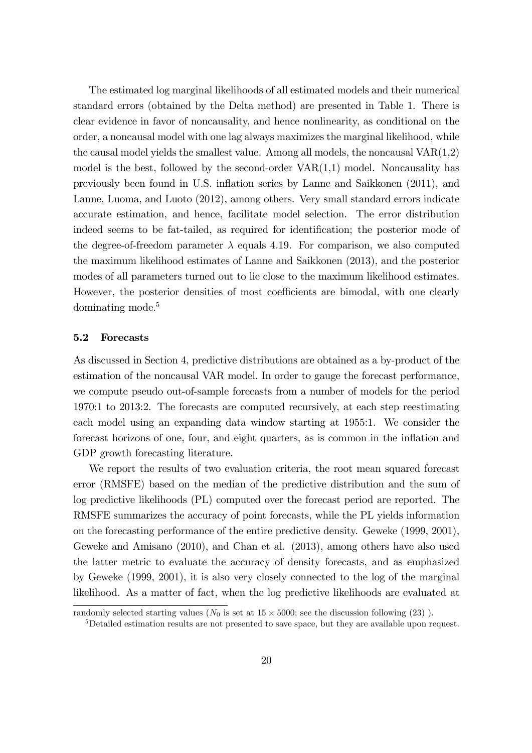The estimated log marginal likelihoods of all estimated models and their numerical standard errors (obtained by the Delta method) are presented in Table 1. There is clear evidence in favor of noncausality, and hence nonlinearity, as conditional on the order, a noncausal model with one lag always maximizes the marginal likelihood, while the causal model yields the smallest value. Among all models, the noncausal VAR(1,2) model is the best, followed by the second-order VAR(1,1) model. Noncausality has previously been found in U.S. inflation series by Lanne and Saikkonen (2011), and Lanne, Luoma, and Luoto (2012), among others. Very small standard errors indicate accurate estimation, and hence, facilitate model selection. The error distribution indeed seems to be fat-tailed, as required for identification; the posterior mode of the degree-of-freedom parameter $\lambda$ equals 4.19. For comparison, we also computed the maximum likelihood estimates of Lanne and Saikkonen (2013), and the posterior modes of all parameters turned out to lie close to the maximum likelihood estimates. However, the posterior densities of most coefficients are bimodal, with one clearly dominating mode.[5]

### 5.2 Forecasts

As discussed in Section 4, predictive distributions are obtained as a by-product of the estimation of the noncausal VAR model. In order to gauge the forecast performance, we compute pseudo out-of-sample forecasts from a number of models for the period 1970:1 to 2013:2. The forecasts are computed recursively, at each step reestimating each model using an expanding data window starting at 1955:1. We consider the forecast horizons of one, four, and eight quarters, as is common in the inflation and GDP growth forecasting literature.

We report the results of two evaluation criteria, the root mean squared forecast error (RMSFE) based on the median of the predictive distribution and the sum of log predictive likelihoods (PL) computed over the forecast period are reported. The RMSFE summarizes the accuracy of point forecasts, while the PL yields information on the forecasting performance of the entire predictive density. Geweke (1999, 2001), Geweke and Amisano (2010), and Chan et al. (2013), among others have also used the latter metric to evaluate the accuracy of density forecasts, and as emphasized by Geweke (1999, 2001), it is also very closely connected to the log of the marginal likelihood. As a matter of fact, when the log predictive likelihoods are evaluated at

randomly selected starting values ($N_0$ is set at $15 \times 5000$; see the discussion following (23) ).

[5] Detailed estimation results are not presented to save space, but they are available upon request.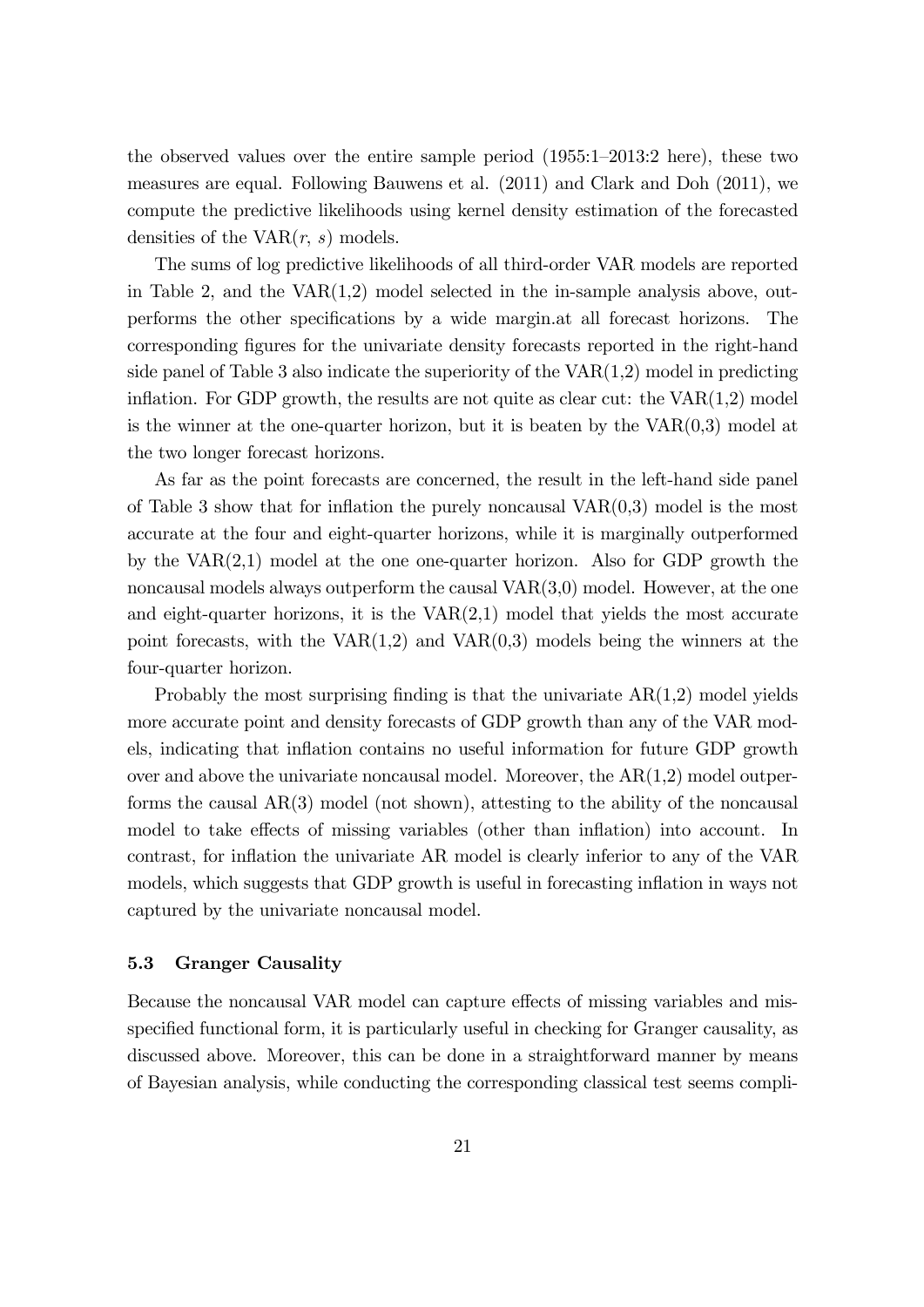the observed values over the entire sample period (1955:1–2013:2 here), these two measures are equal. Following Bauwens et al. (2011) and Clark and Doh (2011), we compute the predictive likelihoods using kernel density estimation of the forecasted densities of the VAR($r$, $s$) models.

The sums of log predictive likelihoods of all third-order VAR models are reported in Table 2, and the VAR(1,2) model selected in the in-sample analysis above, outperforms the other specifications by a wide margin.at all forecast horizons. The corresponding figures for the univariate density forecasts reported in the right-hand side panel of Table 3 also indicate the superiority of the VAR(1,2) model in predicting inflation. For GDP growth, the results are not quite as clear cut: the VAR(1,2) model is the winner at the one-quarter horizon, but it is beaten by the VAR(0,3) model at the two longer forecast horizons.

As far as the point forecasts are concerned, the result in the left-hand side panel of Table 3 show that for inflation the purely noncausal VAR(0,3) model is the most accurate at the four and eight-quarter horizons, while it is marginally outperformed by the VAR(2,1) model at the one one-quarter horizon. Also for GDP growth the noncausal models always outperform the causal VAR(3,0) model. However, at the one and eight-quarter horizons, it is the VAR(2,1) model that yields the most accurate point forecasts, with the VAR(1,2) and VAR(0,3) models being the winners at the four-quarter horizon.

Probably the most surprising finding is that the univariate AR(1,2) model yields more accurate point and density forecasts of GDP growth than any of the VAR models, indicating that inflation contains no useful information for future GDP growth over and above the univariate noncausal model. Moreover, the AR(1,2) model outperforms the causal AR(3) model (not shown), attesting to the ability of the noncausal model to take effects of missing variables (other than inflation) into account. In contrast, for inflation the univariate AR model is clearly inferior to any of the VAR models, which suggests that GDP growth is useful in forecasting inflation in ways not captured by the univariate noncausal model.

### 5.3 Granger Causality

Because the noncausal VAR model can capture effects of missing variables and misspecified functional form, it is particularly useful in checking for Granger causality, as discussed above. Moreover, this can be done in a straightforward manner by means of Bayesian analysis, while conducting the corresponding classical test seems compli-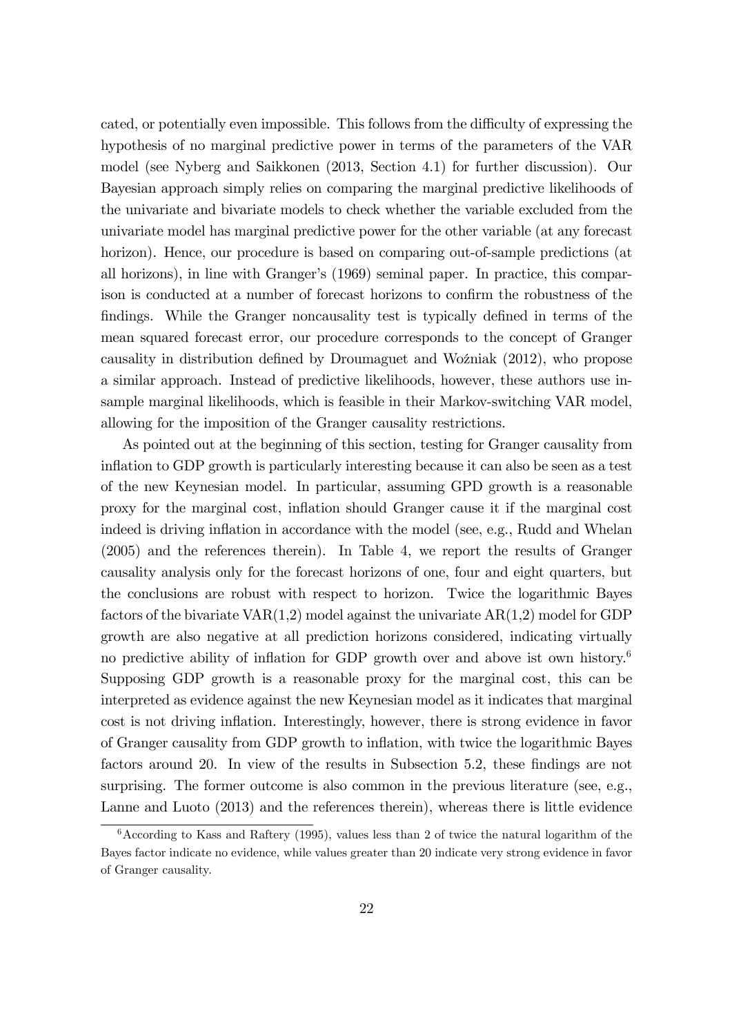cated, or potentially even impossible. This follows from the difficulty of expressing the hypothesis of no marginal predictive power in terms of the parameters of the VAR model (see Nyberg and Saikkonen (2013, Section 4.1) for further discussion). Our Bayesian approach simply relies on comparing the marginal predictive likelihoods of the univariate and bivariate models to check whether the variable excluded from the univariate model has marginal predictive power for the other variable (at any forecast horizon). Hence, our procedure is based on comparing out-of-sample predictions (at all horizons), in line with Granger's (1969) seminal paper. In practice, this comparison is conducted at a number of forecast horizons to confirm the robustness of the findings. While the Granger noncausality test is typically defined in terms of the mean squared forecast error, our procedure corresponds to the concept of Granger causality in distribution defined by Droumaguet and Woźniak (2012), who propose a similar approach. Instead of predictive likelihoods, however, these authors use in-sample marginal likelihoods, which is feasible in their Markov-switching VAR model, allowing for the imposition of the Granger causality restrictions.

As pointed out at the beginning of this section, testing for Granger causality from inflation to GDP growth is particularly interesting because it can also be seen as a test of the new Keynesian model. In particular, assuming GPD growth is a reasonable proxy for the marginal cost, inflation should Granger cause it if the marginal cost indeed is driving inflation in accordance with the model (see, e.g., Rudd and Whelan (2005) and the references therein). In Table 4, we report the results of Granger causality analysis only for the forecast horizons of one, four and eight quarters, but the conclusions are robust with respect to horizon. Twice the logarithmic Bayes factors of the bivariate VAR(1,2) model against the univariate AR(1,2) model for GDP growth are also negative at all prediction horizons considered, indicating virtually no predictive ability of inflation for GDP growth over and above ist own history.[6] Supposing GDP growth is a reasonable proxy for the marginal cost, this can be interpreted as evidence against the new Keynesian model as it indicates that marginal cost is not driving inflation. Interestingly, however, there is strong evidence in favor of Granger causality from GDP growth to inflation, with twice the logarithmic Bayes factors around 20. In view of the results in Subsection 5.2, these findings are not surprising. The former outcome is also common in the previous literature (see, e.g., Lanne and Luoto (2013) and the references therein), whereas there is little evidence

[6] According to Kass and Raftery (1995), values less than 2 of twice the natural logarithm of the Bayes factor indicate no evidence, while values greater than 20 indicate very strong evidence in favor of Granger causality.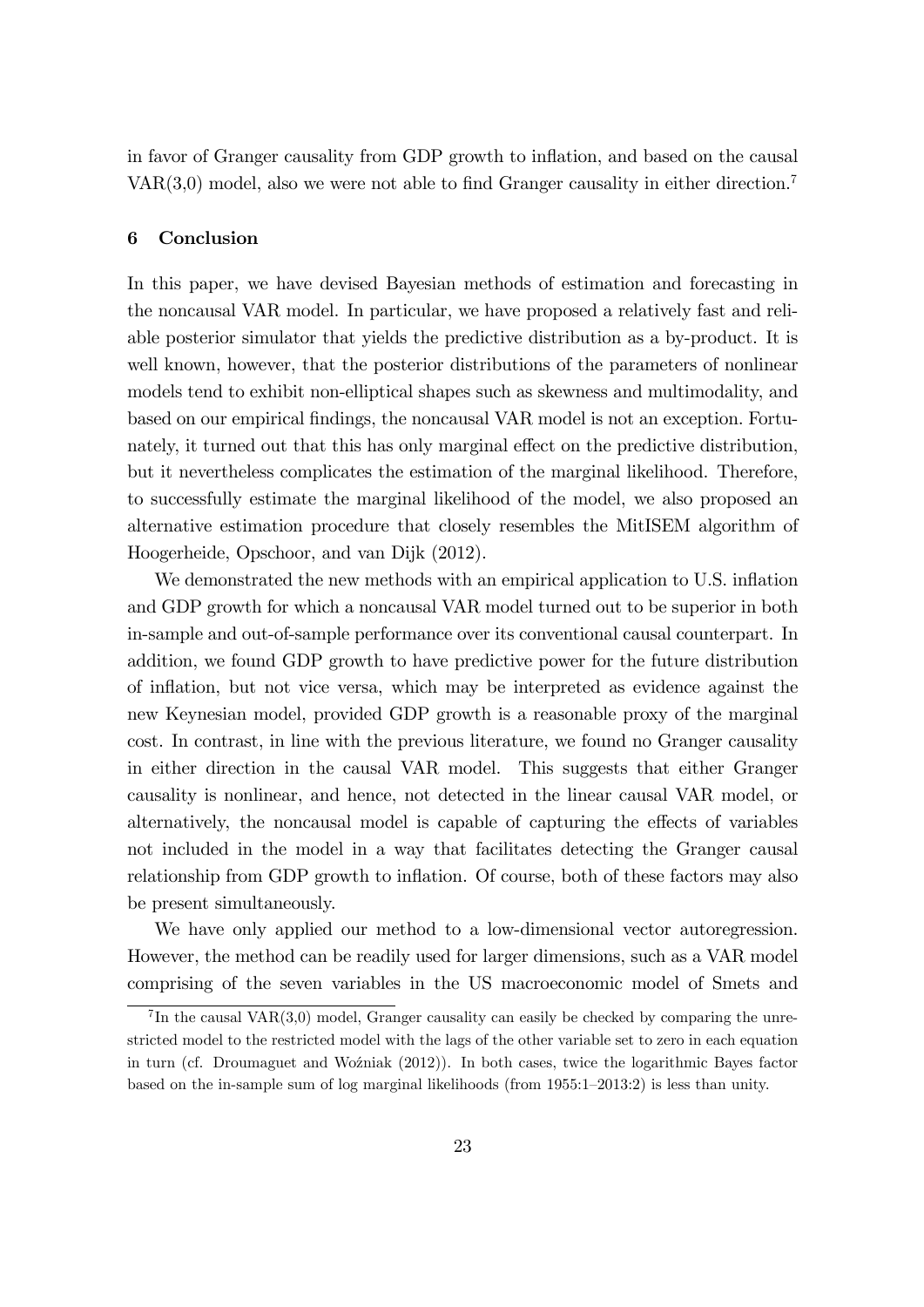in favor of Granger causality from GDP growth to inflation, and based on the causal VAR(3,0) model, also we were not able to find Granger causality in either direction.[7]

## 6 Conclusion

In this paper, we have devised Bayesian methods of estimation and forecasting in the noncausal VAR model. In particular, we have proposed a relatively fast and reliable posterior simulator that yields the predictive distribution as a by-product. It is well known, however, that the posterior distributions of the parameters of nonlinear models tend to exhibit non-elliptical shapes such as skewness and multimodality, and based on our empirical findings, the noncausal VAR model is not an exception. Fortunately, it turned out that this has only marginal effect on the predictive distribution, but it nevertheless complicates the estimation of the marginal likelihood. Therefore, to successfully estimate the marginal likelihood of the model, we also proposed an alternative estimation procedure that closely resembles the MitISEM algorithm of Hoogerheide, Opschoor, and van Dijk (2012).

We demonstrated the new methods with an empirical application to U.S. inflation and GDP growth for which a noncausal VAR model turned out to be superior in both in-sample and out-of-sample performance over its conventional causal counterpart. In addition, we found GDP growth to have predictive power for the future distribution of inflation, but not vice versa, which may be interpreted as evidence against the new Keynesian model, provided GDP growth is a reasonable proxy of the marginal cost. In contrast, in line with the previous literature, we found no Granger causality in either direction in the causal VAR model. This suggests that either Granger causality is nonlinear, and hence, not detected in the linear causal VAR model, or alternatively, the noncausal model is capable of capturing the effects of variables not included in the model in a way that facilitates detecting the Granger causal relationship from GDP growth to inflation. Of course, both of these factors may also be present simultaneously.

We have only applied our method to a low-dimensional vector autoregression. However, the method can be readily used for larger dimensions, such as a VAR model comprising of the seven variables in the US macroeconomic model of Smets and

[7] In the causal VAR(3,0) model, Granger causality can easily be checked by comparing the unrestricted model to the restricted model with the lags of the other variable set to zero in each equation in turn (cf. Droumaguet and Woźniak (2012)). In both cases, twice the logarithmic Bayes factor based on the in-sample sum of log marginal likelihoods (from 1955:1–2013:2) is less than unity.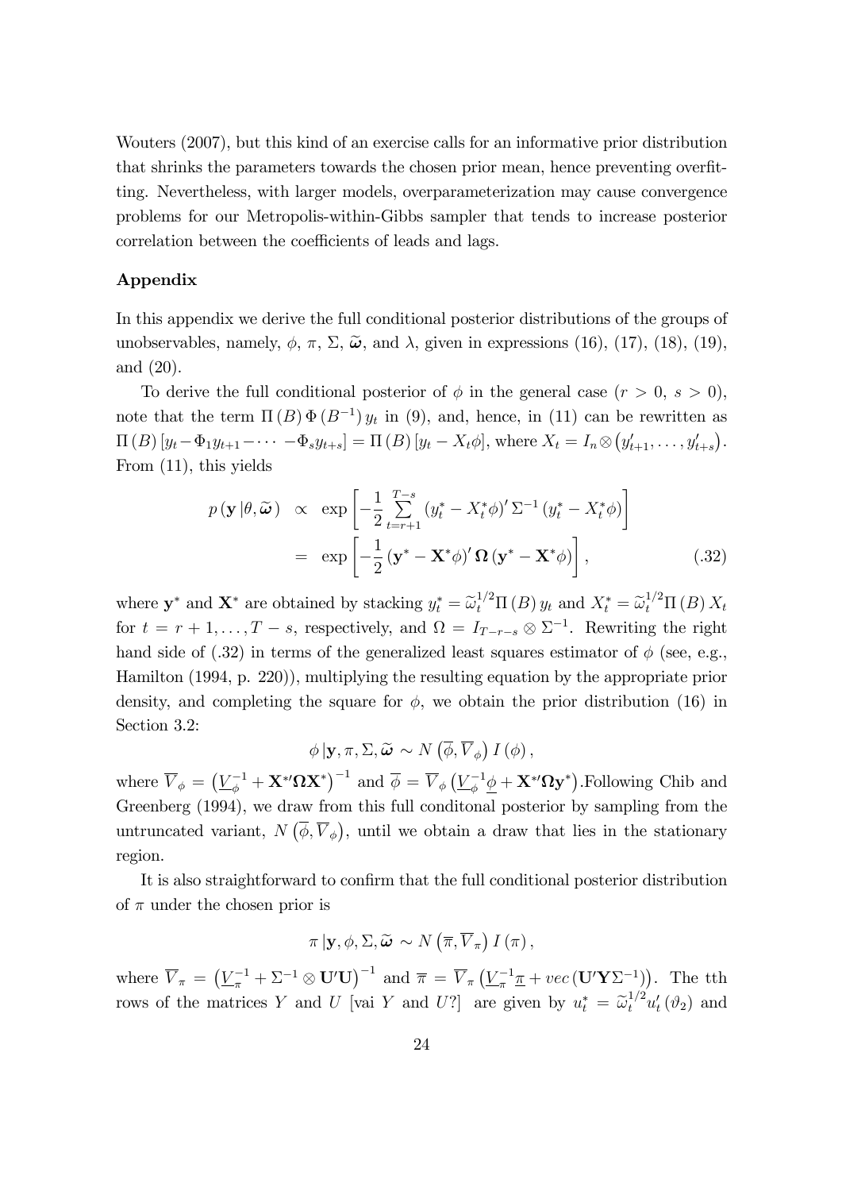Wouters (2007), but this kind of an exercise calls for an informative prior distribution that shrinks the parameters towards the chosen prior mean, hence preventing overfitting. Nevertheless, with larger models, overparameterization may cause convergence problems for our Metropolis-within-Gibbs sampler that tends to increase posterior correlation between the coefficients of leads and lags.

### Appendix

In this appendix we derive the full conditional posterior distributions of the groups of unobservables, namely, $\phi$, $\pi$, $\Sigma$, $\widetilde{\boldsymbol{\omega}}$, and $\lambda$, given in expressions (16), (17), (18), (19), and (20).

To derive the full conditional posterior of $\phi$ in the general case ($r > 0$, $s > 0$), note that the term $\Pi(B)\,\Phi(B^{-1})\,y_t$ in (9), and, hence, in (11) can be rewritten as $\Pi(B)\,[y_t - \Phi_1 y_{t+1} - \cdots - \Phi_s y_{t+s}] = \Pi(B)\,[y_t - X_t \phi]$, where $X_t = I_n \otimes \left(y'_{t+1}, \ldots, y'_{t+s}\right)$. From (11), this yields

$$
\begin{aligned}
p(\mathbf{y}\,|\theta, \widetilde{\boldsymbol{\omega}}) &\propto \exp\left[-\frac{1}{2}\sum_{t=r+1}^{T-s}\left(y_t^* - X_t^*\phi\right)'\Sigma^{-1}\left(y_t^* - X_t^*\phi\right)\right] \\
&= \exp\left[-\frac{1}{2}\left(\mathbf{y}^* - \mathbf{X}^*\phi\right)'\boldsymbol{\Omega}\left(\mathbf{y}^* - \mathbf{X}^*\phi\right)\right], \qquad (.32)
\end{aligned}
$$

where $\mathbf{y}^*$ and $\mathbf{X}^*$ are obtained by stacking $y_t^* = \widetilde{\omega}_t^{1/2}\Pi(B)\,y_t$ and $X_t^* = \widetilde{\omega}_t^{1/2}\Pi(B)\,X_t$ for $t = r+1, \ldots, T-s$, respectively, and $\Omega = I_{T-r-s} \otimes \Sigma^{-1}$. Rewriting the right hand side of (.32) in terms of the generalized least squares estimator of $\phi$ (see, e.g., Hamilton (1994, p. 220)), multiplying the resulting equation by the appropriate prior density, and completing the square for $\phi$, we obtain the prior distribution (16) in Section 3.2:

$$
\phi\,|\mathbf{y}, \pi, \Sigma, \widetilde{\boldsymbol{\omega}} \sim N\left(\overline{\phi}, \overline{V}_\phi\right) I(\phi),
$$

where $\overline{V}_\phi = \left(\underline{V}_\phi^{-1} + \mathbf{X}^{*\prime}\boldsymbol{\Omega}\mathbf{X}^*\right)^{-1}$ and $\overline{\phi} = \overline{V}_\phi\left(\underline{V}_\phi^{-1}\underline{\phi} + \mathbf{X}^{*\prime}\boldsymbol{\Omega}\mathbf{y}^*\right)$.Following Chib and Greenberg (1994), we draw from this full conditonal posterior by sampling from the untruncated variant, $N\left(\overline{\phi}, \overline{V}_\phi\right)$, until we obtain a draw that lies in the stationary region.

It is also straightforward to confirm that the full conditional posterior distribution of $\pi$ under the chosen prior is

$$
\pi\,|\mathbf{y}, \phi, \Sigma, \widetilde{\boldsymbol{\omega}} \sim N\left(\overline{\pi}, \overline{V}_\pi\right) I(\pi),
$$

where $\overline{V}_\pi = \left(\underline{V}_\pi^{-1} + \Sigma^{-1} \otimes \mathbf{U}'\mathbf{U}\right)^{-1}$ and $\overline{\pi} = \overline{V}_\pi\left(\underline{V}_\pi^{-1}\underline{\pi} + vec\left(\mathbf{U}'\mathbf{Y}\Sigma^{-1}\right)\right)$. The tth rows of the matrices $Y$ and $U$ [vai $Y$ and $U$?] are given by $u_t^* = \widetilde{\omega}_t^{1/2} u'_t(\vartheta_2)$ and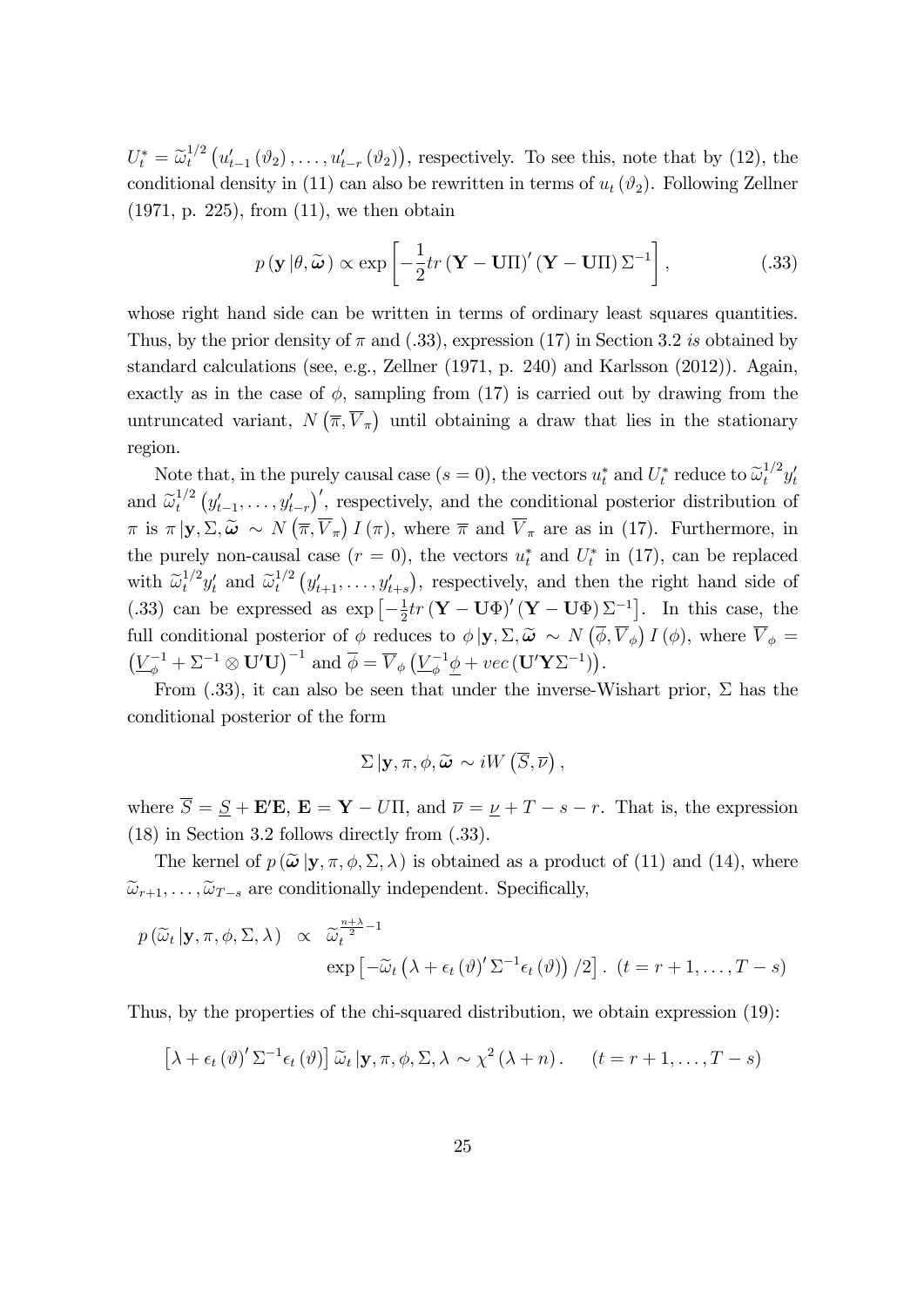$U_t^* = \widetilde{\omega}_t^{1/2}\left(u_{t-1}'(\vartheta_2),\ldots,u_{t-r}'(\vartheta_2)\right)$, respectively. To see this, note that by (12), the conditional density in (11) can also be rewritten in terms of $u_t(\vartheta_2)$. Following Zellner (1971, p. 225), from (11), we then obtain

$$p\left(\mathbf{y}\,|\theta,\widetilde{\boldsymbol{\omega}}\right) \propto \exp\left[-\frac{1}{2}tr\left(\mathbf{Y}-\mathbf{U}\Pi\right)'\left(\mathbf{Y}-\mathbf{U}\Pi\right)\Sigma^{-1}\right], \tag{.33}$$

whose right hand side can be written in terms of ordinary least squares quantities. Thus, by the prior density of $\pi$ and (.33), expression (17) in Section 3.2 *is* obtained by standard calculations (see, e.g., Zellner (1971, p. 240) and Karlsson (2012)). Again, exactly as in the case of $\phi$, sampling from (17) is carried out by drawing from the untruncated variant, $N\left(\overline{\pi},\overline{V}_\pi\right)$ until obtaining a draw that lies in the stationary region.

Note that, in the purely causal case ($s=0$), the vectors $u_t^*$ and $U_t^*$ reduce to $\widetilde{\omega}_t^{1/2}y_t'$ and $\widetilde{\omega}_t^{1/2}\left(y_{t-1}',\ldots,y_{t-r}'\right)'$, respectively, and the conditional posterior distribution of $\pi$ is $\pi\,|\mathbf{y},\Sigma,\widetilde{\boldsymbol{\omega}} \sim N\left(\overline{\pi},\overline{V}_\pi\right)I(\pi)$, where $\overline{\pi}$ and $\overline{V}_\pi$ are as in (17). Furthermore, in the purely non-causal case ($r=0$), the vectors $u_t^*$ and $U_t^*$ in (17), can be replaced with $\widetilde{\omega}_t^{1/2}y_t'$ and $\widetilde{\omega}_t^{1/2}\left(y_{t+1}',\ldots,y_{t+s}'\right)$, respectively, and then the right hand side of (.33) can be expressed as $\exp\left[-\frac{1}{2}tr\left(\mathbf{Y}-\mathbf{U}\Phi\right)'\left(\mathbf{Y}-\mathbf{U}\Phi\right)\Sigma^{-1}\right]$. In this case, the full conditional posterior of $\phi$ reduces to $\phi\,|\mathbf{y},\Sigma,\widetilde{\boldsymbol{\omega}} \sim N\left(\overline{\phi},\overline{V}_\phi\right)I(\phi)$, where $\overline{V}_\phi = \left(\underline{V}_\phi^{-1}+\Sigma^{-1}\otimes\mathbf{U}'\mathbf{U}\right)^{-1}$ and $\overline{\phi} = \overline{V}_\phi\left(\underline{V}_\phi^{-1}\underline{\phi}+vec\left(\mathbf{U}'\mathbf{Y}\Sigma^{-1}\right)\right)$.

From (.33), it can also be seen that under the inverse-Wishart prior, $\Sigma$ has the conditional posterior of the form

$$\Sigma\,|\mathbf{y},\pi,\phi,\widetilde{\boldsymbol{\omega}} \sim iW\left(\overline{S},\overline{\nu}\right),$$

where $\overline{S} = \underline{S}+\mathbf{E}'\mathbf{E}$, $\mathbf{E} = \mathbf{Y}-U\Pi$, and $\overline{\nu} = \underline{\nu}+T-s-r$. That is, the expression (18) in Section 3.2 follows directly from (.33).

The kernel of $p\left(\widetilde{\boldsymbol{\omega}}\,|\mathbf{y},\pi,\phi,\Sigma,\lambda\right)$ is obtained as a product of (11) and (14), where $\widetilde{\omega}_{r+1},\ldots,\widetilde{\omega}_{T-s}$ are conditionally independent. Specifically,

$$\begin{aligned} p\left(\widetilde{\omega}_t\,|\mathbf{y},\pi,\phi,\Sigma,\lambda\right) \;&\propto\; \widetilde{\omega}_t^{\frac{n+\lambda}{2}-1} \\ &\quad \exp\left[-\widetilde{\omega}_t\left(\lambda+\epsilon_t(\vartheta)'\Sigma^{-1}\epsilon_t(\vartheta)\right)/2\right].\;\; (t=r+1,\ldots,T-s) \end{aligned}$$

Thus, by the properties of the chi-squared distribution, we obtain expression (19):

$$\left[\lambda+\epsilon_t(\vartheta)'\Sigma^{-1}\epsilon_t(\vartheta)\right]\widetilde{\omega}_t\,|\mathbf{y},\pi,\phi,\Sigma,\lambda \sim \chi^2(\lambda+n). \qquad (t=r+1,\ldots,T-s)$$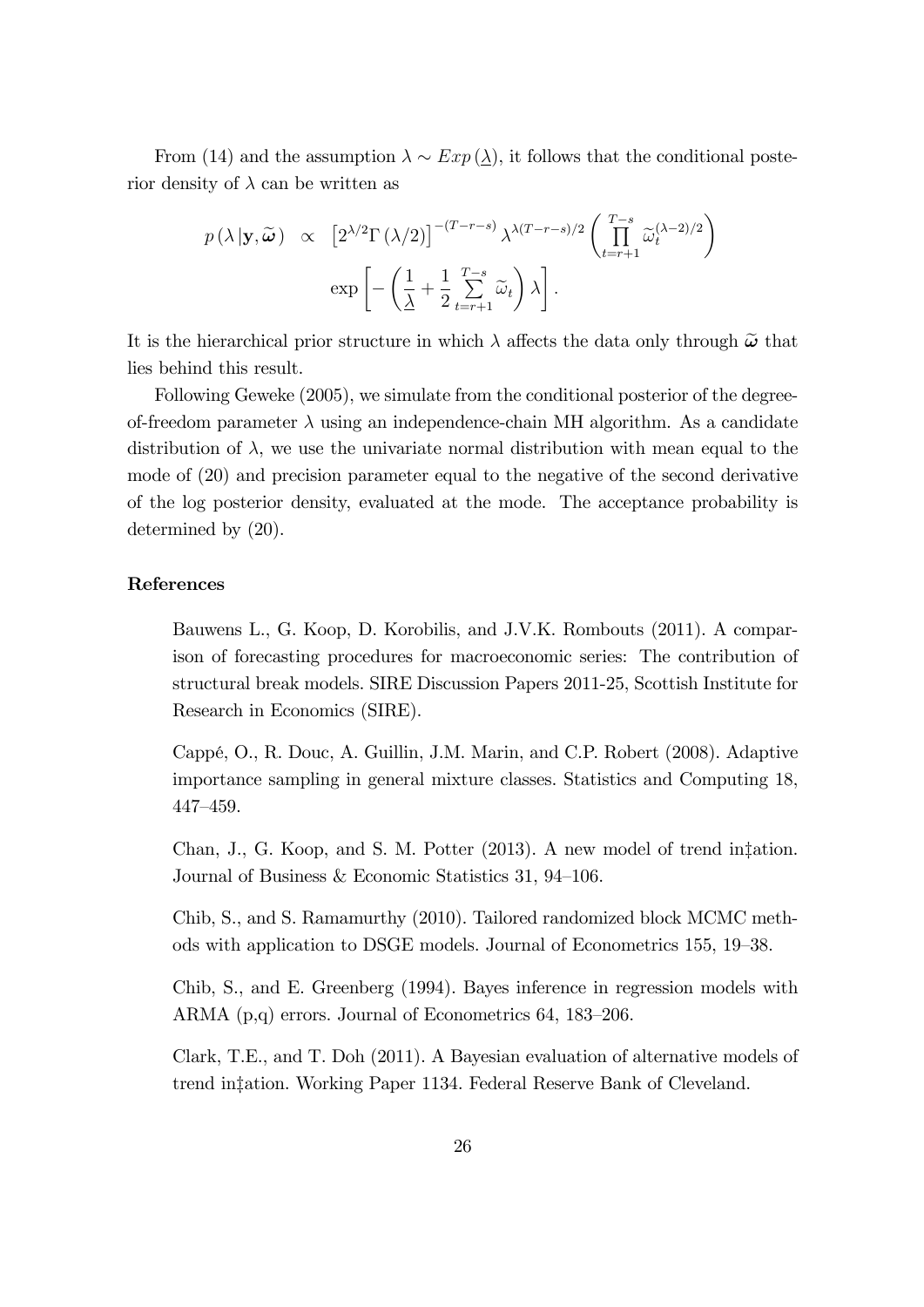From (14) and the assumption $\lambda \sim Exp(\underline{\lambda})$, it follows that the conditional posterior density of $\lambda$ can be written as

$$
\begin{aligned}
p(\lambda | \mathbf{y}, \widetilde{\boldsymbol{\omega}}) \quad \propto \quad & \left[2^{\lambda/2} \Gamma(\lambda/2)\right]^{-(T-r-s)} \lambda^{\lambda(T-r-s)/2} \left( \prod_{t=r+1}^{T-s} \widetilde{\omega}_t^{(\lambda-2)/2} \right) \\
& \exp\left[ -\left( \frac{1}{\underline{\lambda}} + \frac{1}{2} \sum_{t=r+1}^{T-s} \widetilde{\omega}_t \right) \lambda \right].
\end{aligned}
$$

It is the hierarchical prior structure in which $\lambda$ affects the data only through $\widetilde{\boldsymbol{\omega}}$ that lies behind this result.

Following Geweke (2005), we simulate from the conditional posterior of the degree-of-freedom parameter $\lambda$ using an independence-chain MH algorithm. As a candidate distribution of $\lambda$, we use the univariate normal distribution with mean equal to the mode of (20) and precision parameter equal to the negative of the second derivative of the log posterior density, evaluated at the mode. The acceptance probability is determined by (20).

## References

Bauwens L., G. Koop, D. Korobilis, and J.V.K. Rombouts (2011). A comparison of forecasting procedures for macroeconomic series: The contribution of structural break models. SIRE Discussion Papers 2011-25, Scottish Institute for Research in Economics (SIRE).

Cappé, O., R. Douc, A. Guillin, J.M. Marin, and C.P. Robert (2008). Adaptive importance sampling in general mixture classes. Statistics and Computing 18, 447–459.

Chan, J., G. Koop, and S. M. Potter (2013). A new model of trend in‡ation. Journal of Business & Economic Statistics 31, 94–106.

Chib, S., and S. Ramamurthy (2010). Tailored randomized block MCMC methods with application to DSGE models. Journal of Econometrics 155, 19–38.

Chib, S., and E. Greenberg (1994). Bayes inference in regression models with ARMA (p,q) errors. Journal of Econometrics 64, 183–206.

Clark, T.E., and T. Doh (2011). A Bayesian evaluation of alternative models of trend in‡ation. Working Paper 1134. Federal Reserve Bank of Cleveland.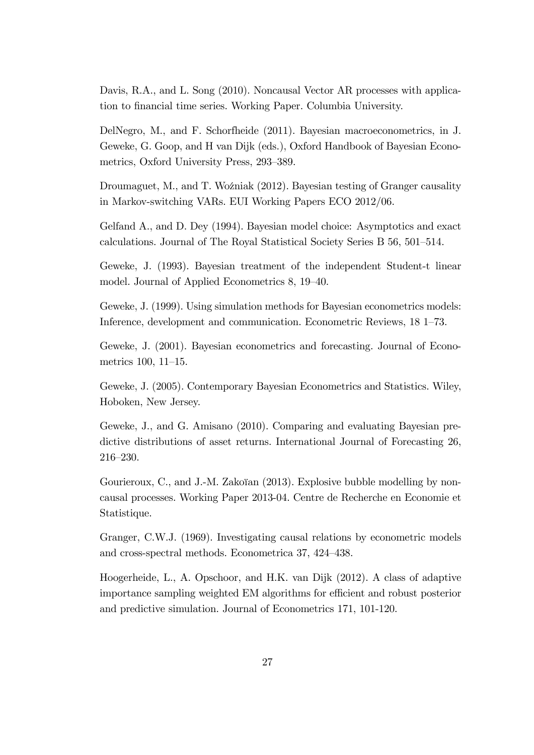Davis, R.A., and L. Song (2010). Noncausal Vector AR processes with application to financial time series. Working Paper. Columbia University.

DelNegro, M., and F. Schorfheide (2011). Bayesian macroeconometrics, in J. Geweke, G. Goop, and H van Dijk (eds.), Oxford Handbook of Bayesian Econometrics, Oxford University Press, 293–389.

Droumaguet, M., and T. Woźniak (2012). Bayesian testing of Granger causality in Markov-switching VARs. EUI Working Papers ECO 2012/06.

Gelfand A., and D. Dey (1994). Bayesian model choice: Asymptotics and exact calculations. Journal of The Royal Statistical Society Series B 56, 501–514.

Geweke, J. (1993). Bayesian treatment of the independent Student-t linear model. Journal of Applied Econometrics 8, 19–40.

Geweke, J. (1999). Using simulation methods for Bayesian econometrics models: Inference, development and communication. Econometric Reviews, 18 1–73.

Geweke, J. (2001). Bayesian econometrics and forecasting. Journal of Econometrics 100, 11–15.

Geweke, J. (2005). Contemporary Bayesian Econometrics and Statistics. Wiley, Hoboken, New Jersey.

Geweke, J., and G. Amisano (2010). Comparing and evaluating Bayesian predictive distributions of asset returns. International Journal of Forecasting 26, 216–230.

Gourieroux, C., and J.-M. Zakoïan (2013). Explosive bubble modelling by noncausal processes. Working Paper 2013-04. Centre de Recherche en Economie et Statistique.

Granger, C.W.J. (1969). Investigating causal relations by econometric models and cross-spectral methods. Econometrica 37, 424–438.

Hoogerheide, L., A. Opschoor, and H.K. van Dijk (2012). A class of adaptive importance sampling weighted EM algorithms for efficient and robust posterior and predictive simulation. Journal of Econometrics 171, 101-120.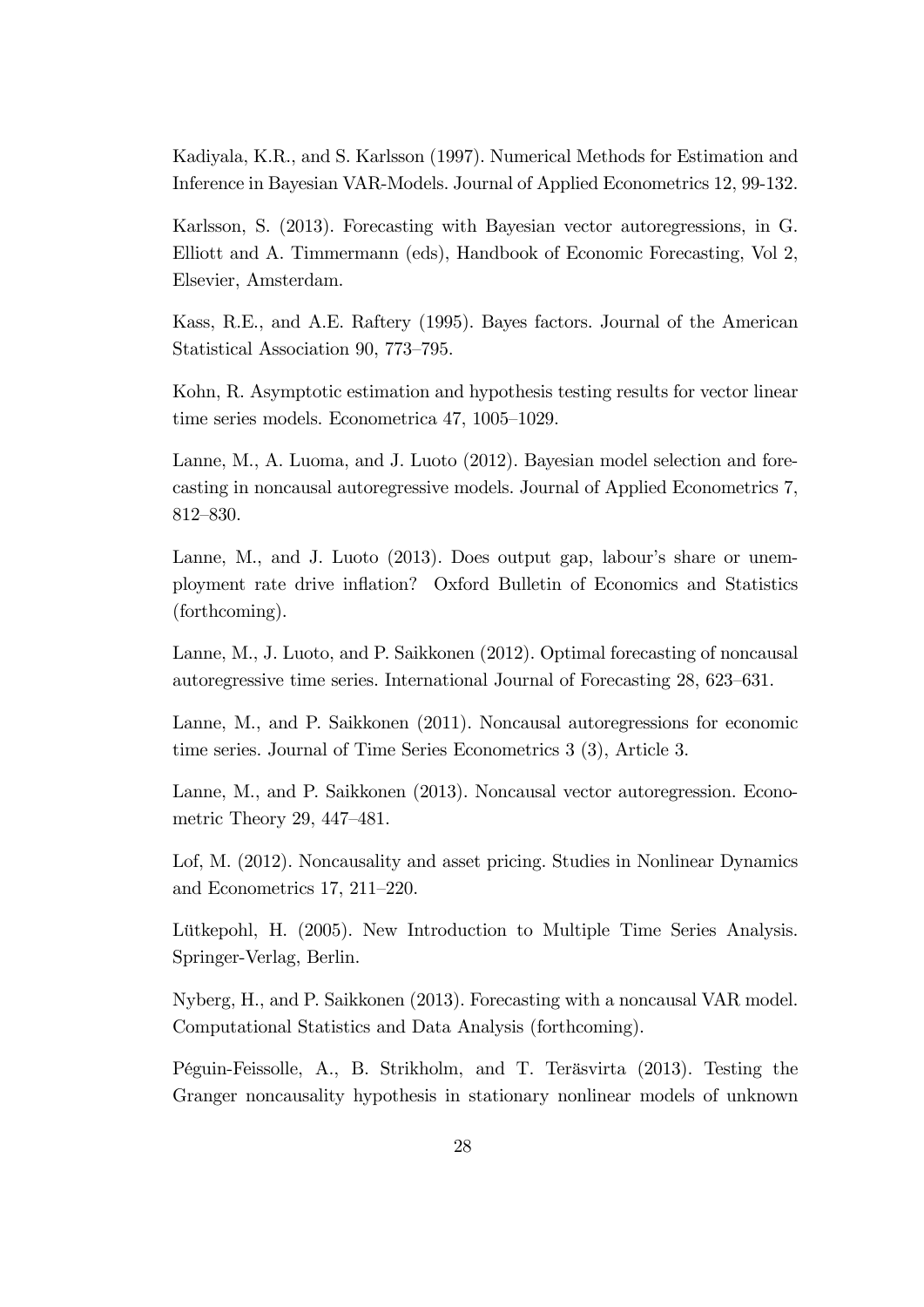Kadiyala, K.R., and S. Karlsson (1997). Numerical Methods for Estimation and Inference in Bayesian VAR-Models. Journal of Applied Econometrics 12, 99-132.

Karlsson, S. (2013). Forecasting with Bayesian vector autoregressions, in G. Elliott and A. Timmermann (eds), Handbook of Economic Forecasting, Vol 2, Elsevier, Amsterdam.

Kass, R.E., and A.E. Raftery (1995). Bayes factors. Journal of the American Statistical Association 90, 773–795.

Kohn, R. Asymptotic estimation and hypothesis testing results for vector linear time series models. Econometrica 47, 1005–1029.

Lanne, M., A. Luoma, and J. Luoto (2012). Bayesian model selection and forecasting in noncausal autoregressive models. Journal of Applied Econometrics 7, 812–830.

Lanne, M., and J. Luoto (2013). Does output gap, labour's share or unemployment rate drive inflation? Oxford Bulletin of Economics and Statistics (forthcoming).

Lanne, M., J. Luoto, and P. Saikkonen (2012). Optimal forecasting of noncausal autoregressive time series. International Journal of Forecasting 28, 623–631.

Lanne, M., and P. Saikkonen (2011). Noncausal autoregressions for economic time series. Journal of Time Series Econometrics 3 (3), Article 3.

Lanne, M., and P. Saikkonen (2013). Noncausal vector autoregression. Econometric Theory 29, 447–481.

Lof, M. (2012). Noncausality and asset pricing. Studies in Nonlinear Dynamics and Econometrics 17, 211–220.

Lütkepohl, H. (2005). New Introduction to Multiple Time Series Analysis. Springer-Verlag, Berlin.

Nyberg, H., and P. Saikkonen (2013). Forecasting with a noncausal VAR model. Computational Statistics and Data Analysis (forthcoming).

Péguin-Feissolle, A., B. Strikholm, and T. Teräsvirta (2013). Testing the Granger noncausality hypothesis in stationary nonlinear models of unknown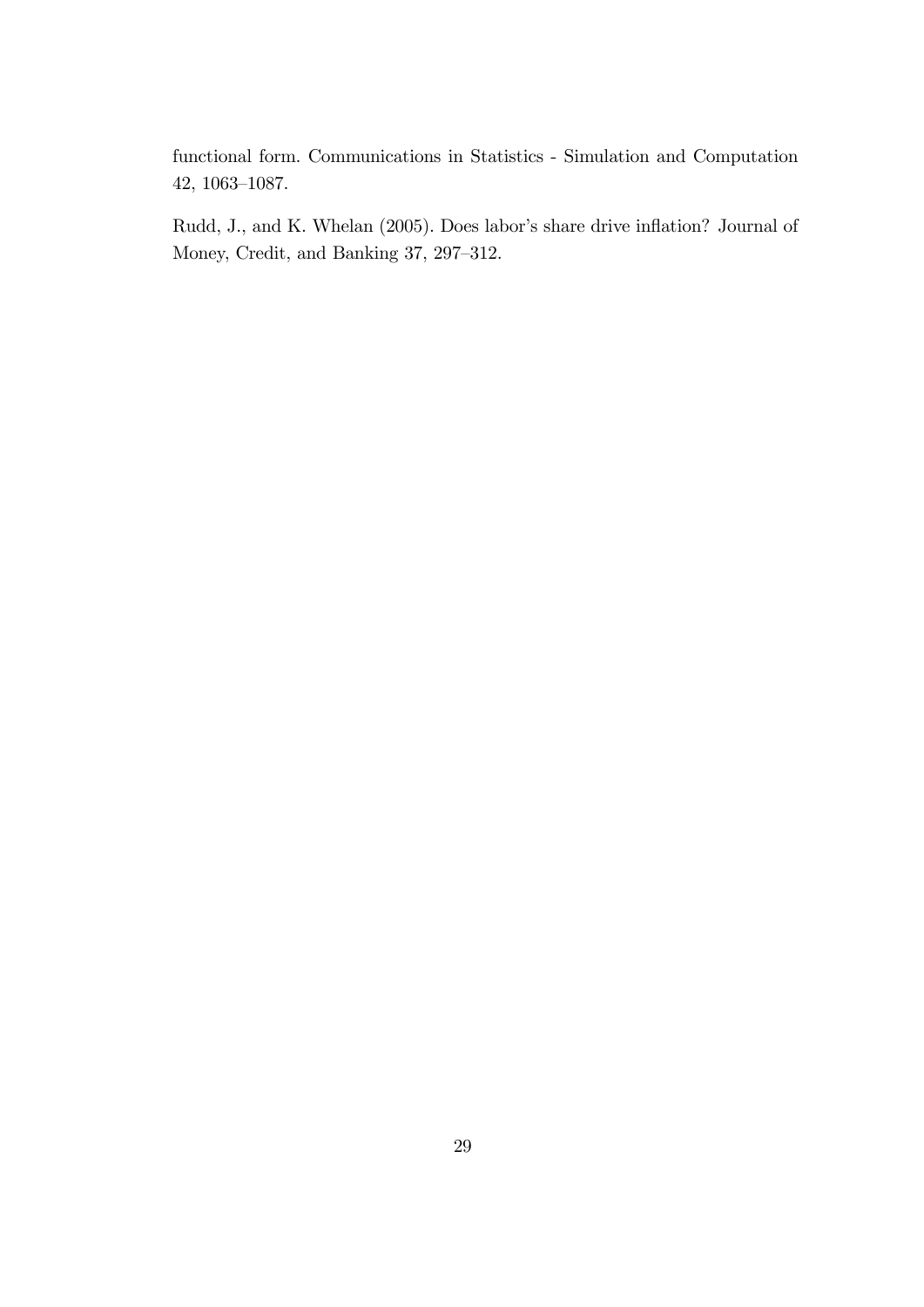functional form. Communications in Statistics - Simulation and Computation 42, 1063–1087.

Rudd, J., and K. Whelan (2005). Does labor's share drive inflation? Journal of Money, Credit, and Banking 37, 297–312.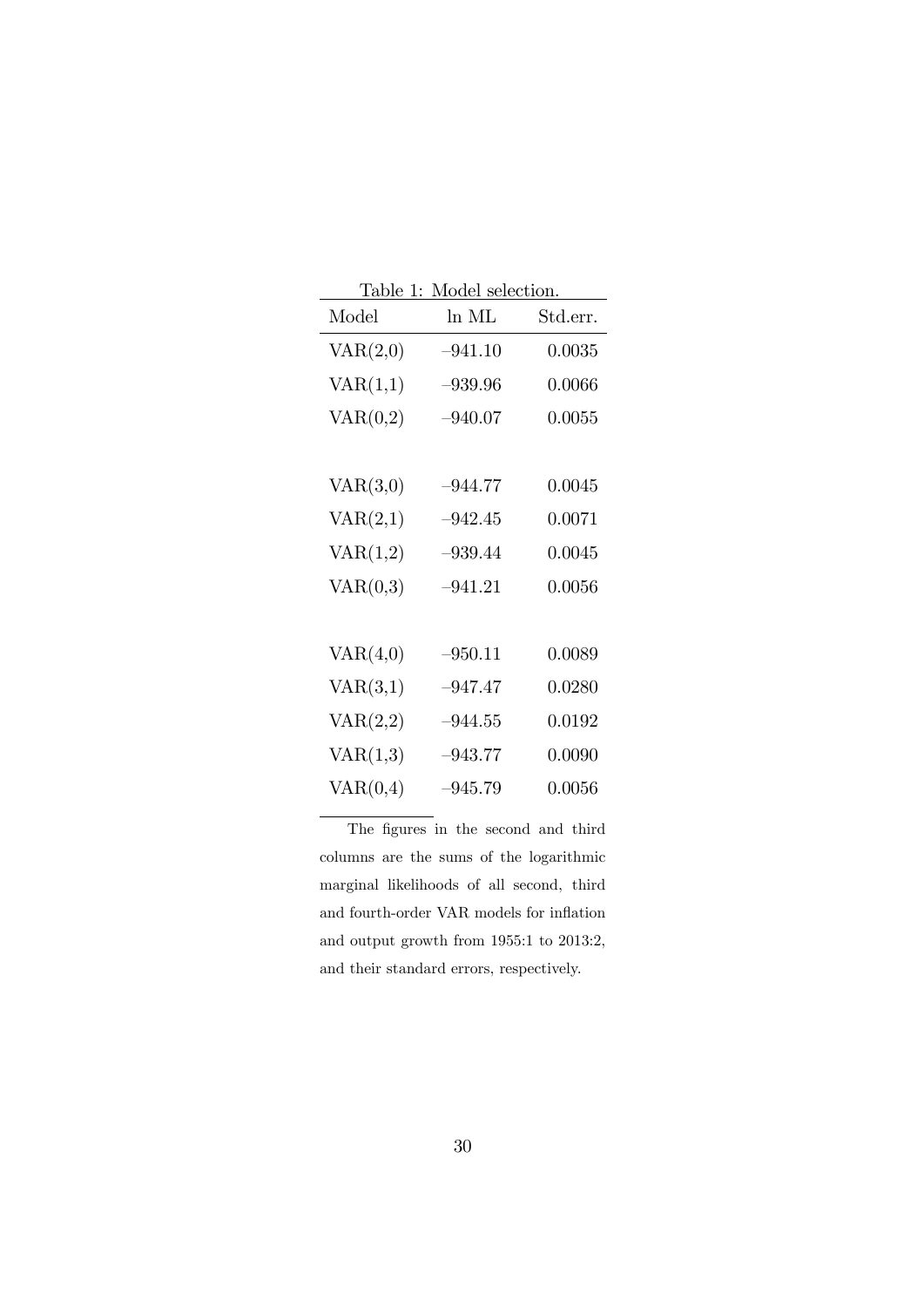Table 1: Model selection.

| Model | ln ML | Std.err. |
|---|---|---|
| VAR(2,0) | –941.10 | 0.0035 |
| VAR(1,1) | –939.96 | 0.0066 |
| VAR(0,2) | –940.07 | 0.0055 |
| | | |
| VAR(3,0) | –944.77 | 0.0045 |
| VAR(2,1) | –942.45 | 0.0071 |
| VAR(1,2) | –939.44 | 0.0045 |
| VAR(0,3) | –941.21 | 0.0056 |
| | | |
| VAR(4,0) | –950.11 | 0.0089 |
| VAR(3,1) | –947.47 | 0.0280 |
| VAR(2,2) | –944.55 | 0.0192 |
| VAR(1,3) | –943.77 | 0.0090 |
| VAR(0,4) | –945.79 | 0.0056 |

The figures in the second and third columns are the sums of the logarithmic marginal likelihoods of all second, third and fourth-order VAR models for inflation and output growth from 1955:1 to 2013:2, and their standard errors, respectively.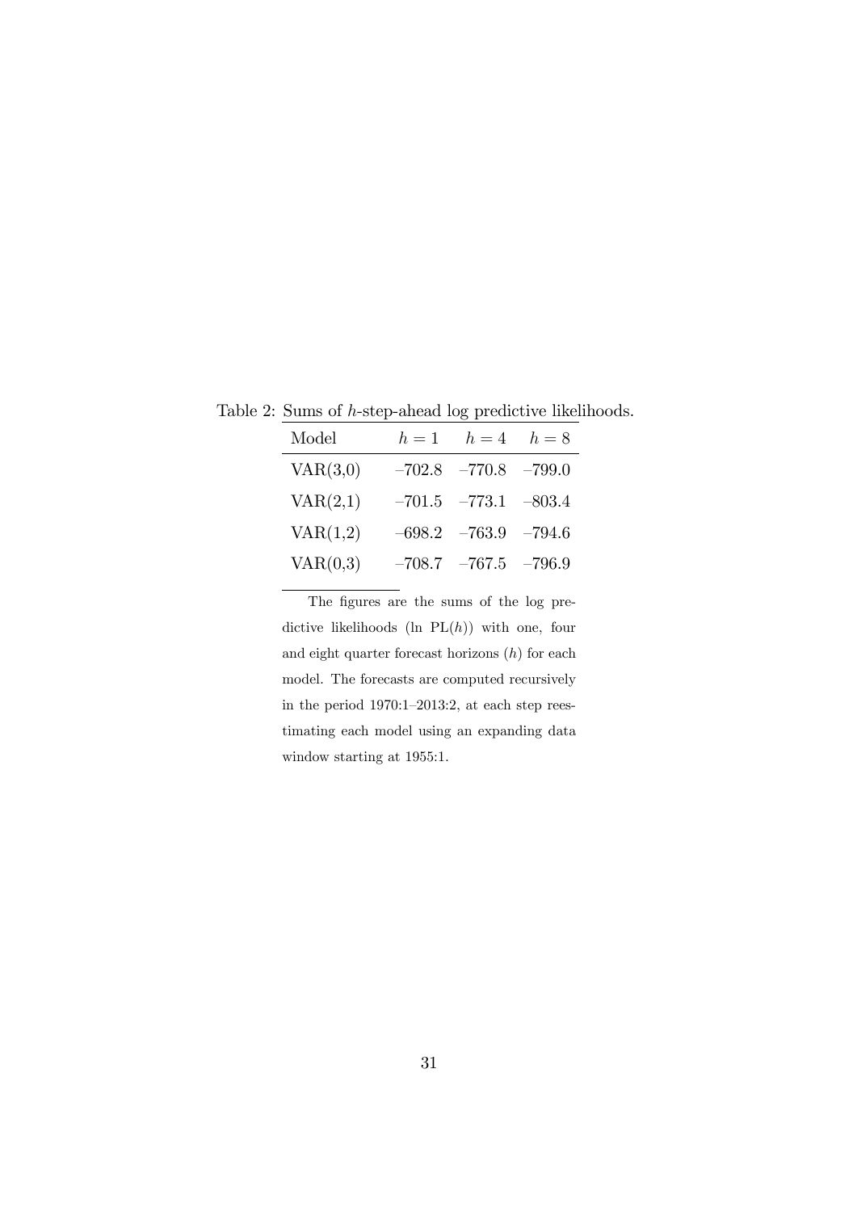Table 2: Sums of $h$-step-ahead log predictive likelihoods.

| Model | $h=1$ | $h=4$ | $h=8$ |
|---|---|---|---|
| VAR(3,0) | –702.8 | –770.8 | –799.0 |
| VAR(2,1) | –701.5 | –773.1 | –803.4 |
| VAR(1,2) | –698.2 | –763.9 | –794.6 |
| VAR(0,3) | –708.7 | –767.5 | –796.9 |

The figures are the sums of the log predictive likelihoods (ln PL($h$)) with one, four and eight quarter forecast horizons ($h$) for each model. The forecasts are computed recursively in the period 1970:1–2013:2, at each step reestimating each model using an expanding data window starting at 1955:1.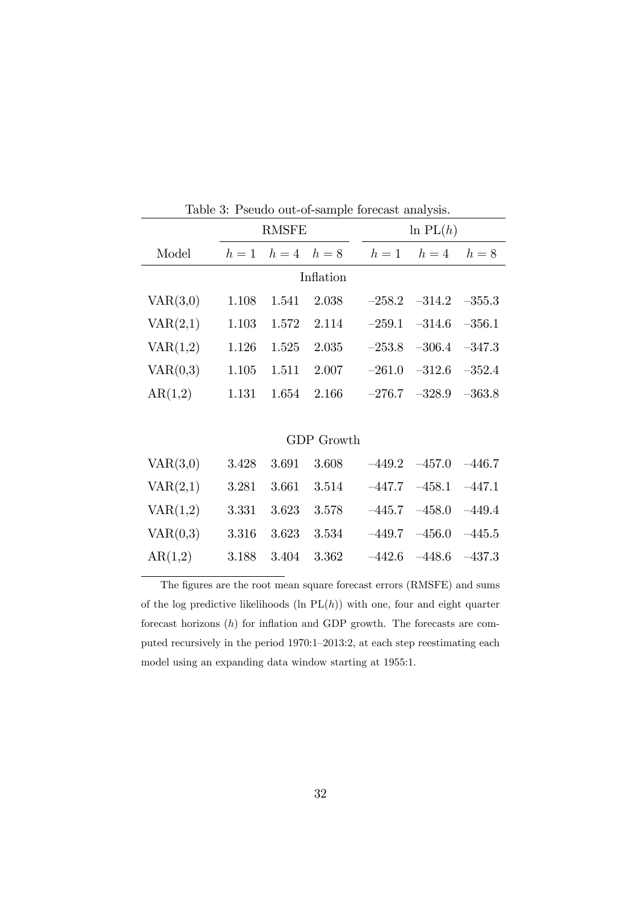Table 3: Pseudo out-of-sample forecast analysis.

| | RMSFE | | | $\ln$ PL($h$) | | |
|---|---|---|---|---|---|---|
| Model | $h = 1$ | $h = 4$ | $h = 8$ | $h = 1$ | $h = 4$ | $h = 8$ |
| | | | Inflation | | | |
| VAR(3,0) | 1.108 | 1.541 | 2.038 | –258.2 | –314.2 | –355.3 |
| VAR(2,1) | 1.103 | 1.572 | 2.114 | –259.1 | –314.6 | –356.1 |
| VAR(1,2) | 1.126 | 1.525 | 2.035 | –253.8 | –306.4 | –347.3 |
| VAR(0,3) | 1.105 | 1.511 | 2.007 | –261.0 | –312.6 | –352.4 |
| AR(1,2) | 1.131 | 1.654 | 2.166 | –276.7 | –328.9 | –363.8 |
| | | | GDP Growth | | | |
| VAR(3,0) | 3.428 | 3.691 | 3.608 | –449.2 | –457.0 | –446.7 |
| VAR(2,1) | 3.281 | 3.661 | 3.514 | –447.7 | –458.1 | –447.1 |
| VAR(1,2) | 3.331 | 3.623 | 3.578 | –445.7 | –458.0 | –449.4 |
| VAR(0,3) | 3.316 | 3.623 | 3.534 | –449.7 | –456.0 | –445.5 |
| AR(1,2) | 3.188 | 3.404 | 3.362 | –442.6 | –448.6 | –437.3 |

The figures are the root mean square forecast errors (RMSFE) and sums of the log predictive likelihoods ($\ln$ PL($h$)) with one, four and eight quarter forecast horizons ($h$) for inflation and GDP growth. The forecasts are computed recursively in the period 1970:1–2013:2, at each step reestimating each model using an expanding data window starting at 1955:1.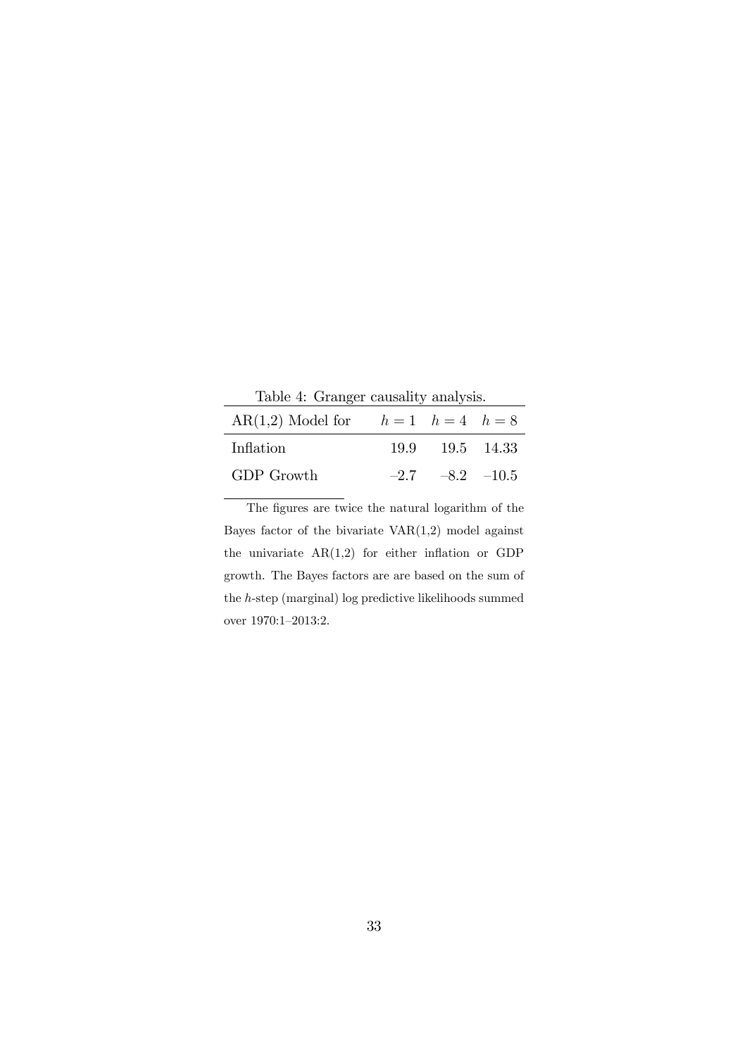Table 4: Granger causality analysis.

| AR(1,2) Model for | $h = 1$ | $h = 4$ | $h = 8$ |
|---|---|---|---|
| Inflation | 19.9 | 19.5 | 14.33 |
| GDP Growth | –2.7 | –8.2 | –10.5 |

The figures are twice the natural logarithm of the Bayes factor of the bivariate VAR(1,2) model against the univariate AR(1,2) for either inflation or GDP growth. The Bayes factors are are based on the sum of the $h$-step (marginal) log predictive likelihoods summed over 1970:1–2013:2.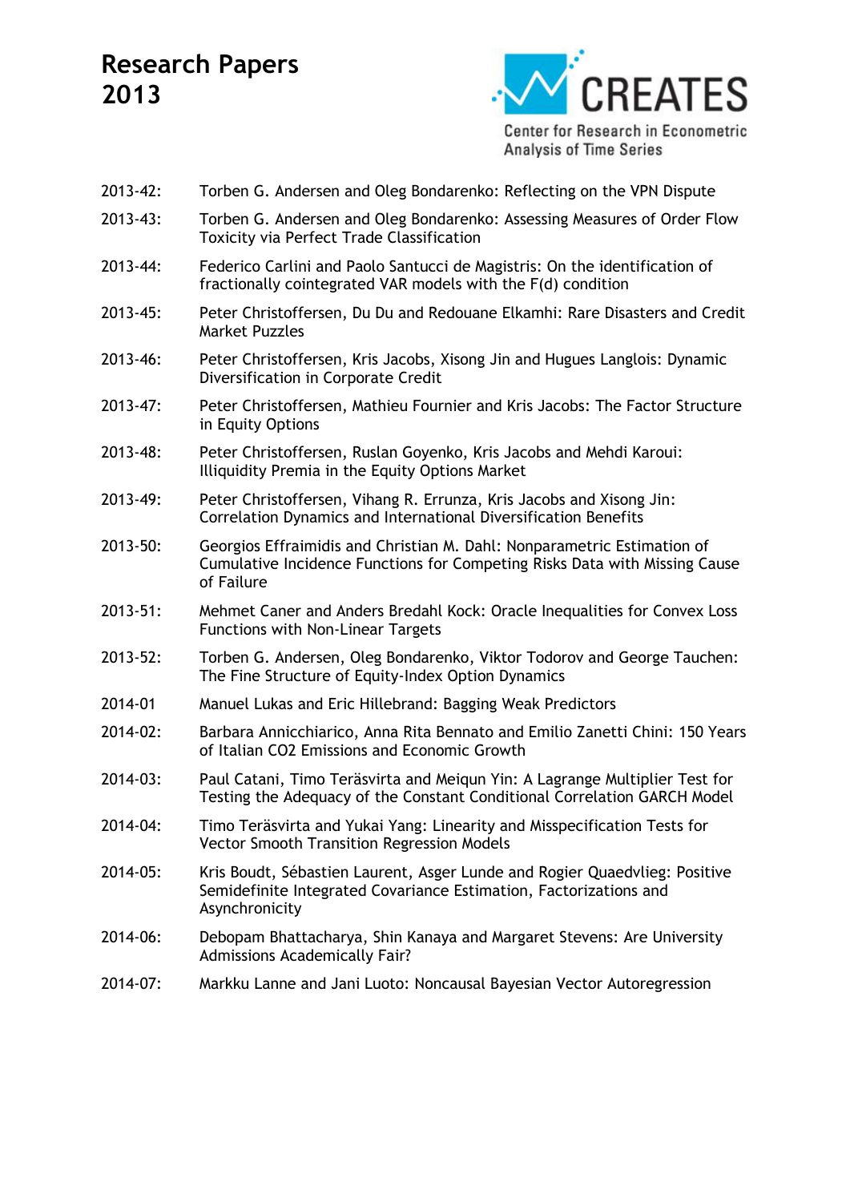# Research Papers 2013

CREATES
Center for Research in Econometric Analysis of Time Series

2013-42: Torben G. Andersen and Oleg Bondarenko: Reflecting on the VPN Dispute

2013-43: Torben G. Andersen and Oleg Bondarenko: Assessing Measures of Order Flow Toxicity via Perfect Trade Classification

2013-44: Federico Carlini and Paolo Santucci de Magistris: On the identification of fractionally cointegrated VAR models with the F(d) condition

2013-45: Peter Christoffersen, Du Du and Redouane Elkamhi: Rare Disasters and Credit Market Puzzles

2013-46: Peter Christoffersen, Kris Jacobs, Xisong Jin and Hugues Langlois: Dynamic Diversification in Corporate Credit

2013-47: Peter Christoffersen, Mathieu Fournier and Kris Jacobs: The Factor Structure in Equity Options

2013-48: Peter Christoffersen, Ruslan Goyenko, Kris Jacobs and Mehdi Karoui: Illiquidity Premia in the Equity Options Market

2013-49: Peter Christoffersen, Vihang R. Errunza, Kris Jacobs and Xisong Jin: Correlation Dynamics and International Diversification Benefits

2013-50: Georgios Effraimidis and Christian M. Dahl: Nonparametric Estimation of Cumulative Incidence Functions for Competing Risks Data with Missing Cause of Failure

2013-51: Mehmet Caner and Anders Bredahl Kock: Oracle Inequalities for Convex Loss Functions with Non-Linear Targets

2013-52: Torben G. Andersen, Oleg Bondarenko, Viktor Todorov and George Tauchen: The Fine Structure of Equity-Index Option Dynamics

2014-01 Manuel Lukas and Eric Hillebrand: Bagging Weak Predictors

2014-02: Barbara Annicchiarico, Anna Rita Bennato and Emilio Zanetti Chini: 150 Years of Italian CO2 Emissions and Economic Growth

2014-03: Paul Catani, Timo Teräsvirta and Meiqun Yin: A Lagrange Multiplier Test for Testing the Adequacy of the Constant Conditional Correlation GARCH Model

2014-04: Timo Teräsvirta and Yukai Yang: Linearity and Misspecification Tests for Vector Smooth Transition Regression Models

2014-05: Kris Boudt, Sébastien Laurent, Asger Lunde and Rogier Quaedvlieg: Positive Semidefinite Integrated Covariance Estimation, Factorizations and Asynchronicity

2014-06: Debopam Bhattacharya, Shin Kanaya and Margaret Stevens: Are University Admissions Academically Fair?

2014-07: Markku Lanne and Jani Luoto: Noncausal Bayesian Vector Autoregression